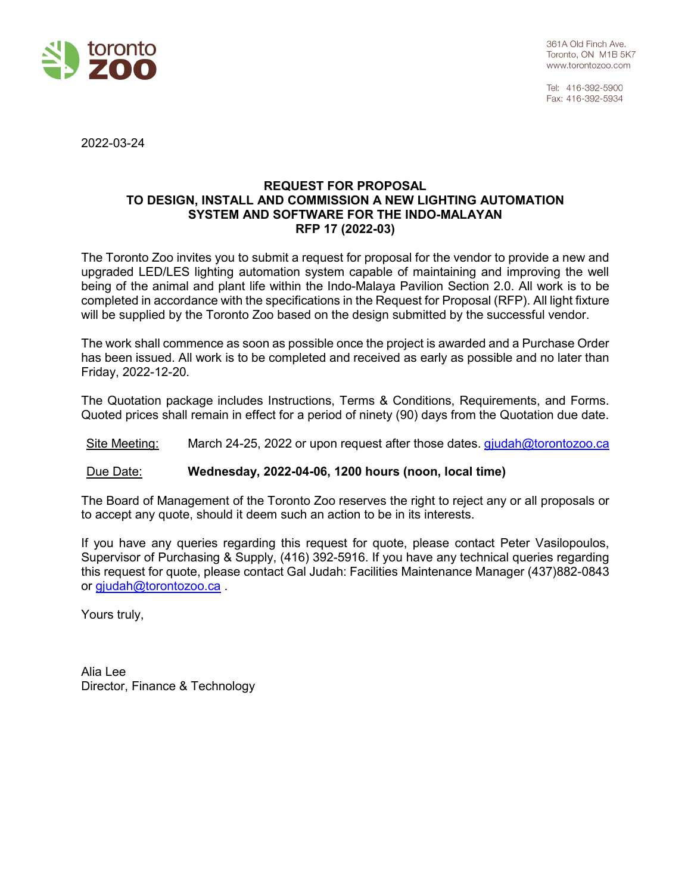toronto zoo

361A Old Finch Ave.
Toronto, ON M1B 5K7
www.torontozoo.com

Tel: 416-392-5900
Fax: 416-392-5934

2022-03-24

**REQUEST FOR PROPOSAL**
**TO DESIGN, INSTALL AND COMMISSION A NEW LIGHTING AUTOMATION SYSTEM AND SOFTWARE FOR THE INDO-MALAYAN**
**RFP 17 (2022-03)**

The Toronto Zoo invites you to submit a request for proposal for the vendor to provide a new and upgraded LED/LES lighting automation system capable of maintaining and improving the well being of the animal and plant life within the Indo-Malaya Pavilion Section 2.0. All work is to be completed in accordance with the specifications in the Request for Proposal (RFP). All light fixture will be supplied by the Toronto Zoo based on the design submitted by the successful vendor.

The work shall commence as soon as possible once the project is awarded and a Purchase Order has been issued. All work is to be completed and received as early as possible and no later than Friday, 2022-12-20.

The Quotation package includes Instructions, Terms & Conditions, Requirements, and Forms. Quoted prices shall remain in effect for a period of ninety (90) days from the Quotation due date.

Site Meeting: March 24-25, 2022 or upon request after those dates. gjudah@torontozoo.ca

Due Date: **Wednesday, 2022-04-06, 1200 hours (noon, local time)**

The Board of Management of the Toronto Zoo reserves the right to reject any or all proposals or to accept any quote, should it deem such an action to be in its interests.

If you have any queries regarding this request for quote, please contact Peter Vasilopoulos, Supervisor of Purchasing & Supply, (416) 392-5916. If you have any technical queries regarding this request for quote, please contact Gal Judah: Facilities Maintenance Manager (437)882-0843 or gjudah@torontozoo.ca .

Yours truly,

Alia Lee
Director, Finance & Technology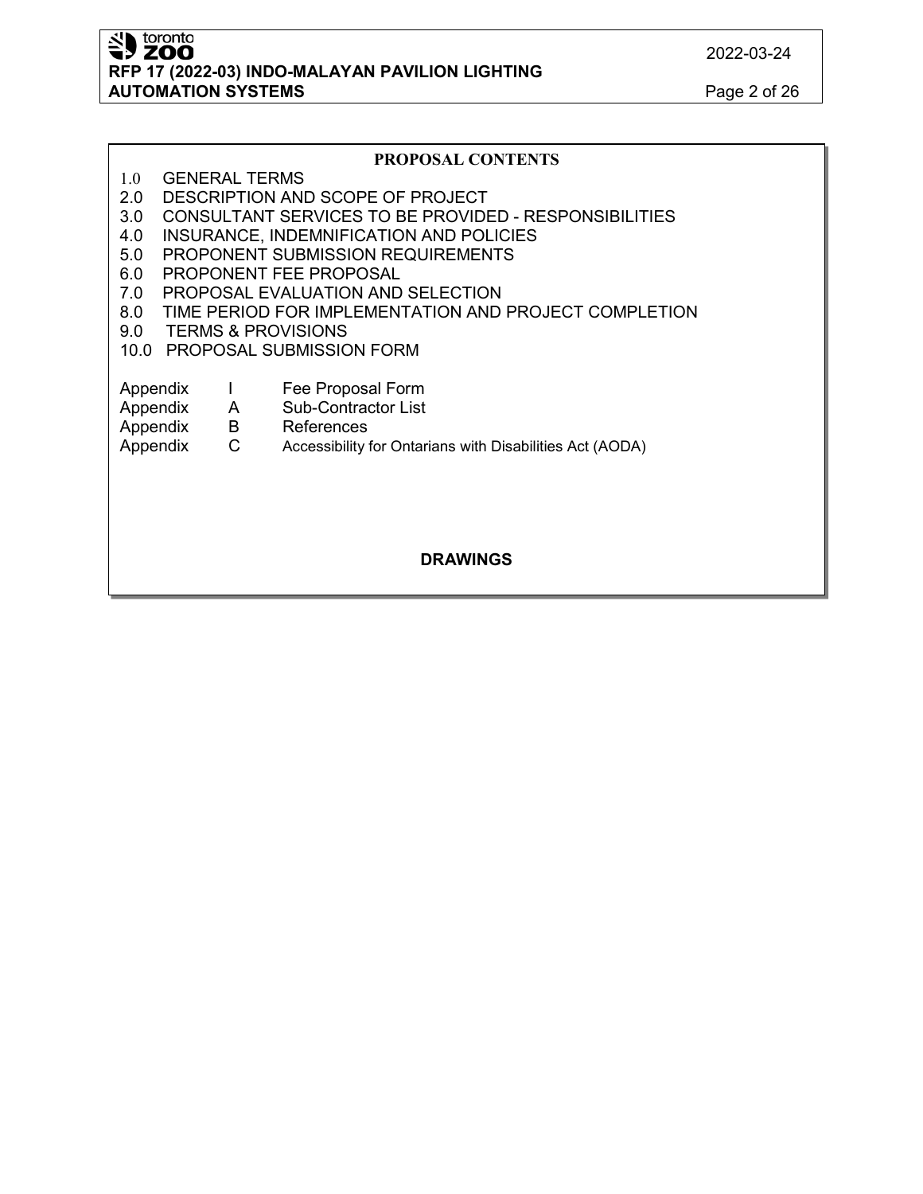## PROPOSAL CONTENTS

1.0 GENERAL TERMS
2.0 DESCRIPTION AND SCOPE OF PROJECT
3.0 CONSULTANT SERVICES TO BE PROVIDED - RESPONSIBILITIES
4.0 INSURANCE, INDEMNIFICATION AND POLICIES
5.0 PROPONENT SUBMISSION REQUIREMENTS
6.0 PROPONENT FEE PROPOSAL
7.0 PROPOSAL EVALUATION AND SELECTION
8.0 TIME PERIOD FOR IMPLEMENTATION AND PROJECT COMPLETION
9.0 TERMS & PROVISIONS
10.0 PROPOSAL SUBMISSION FORM

| | | |
|---|---|---|
| Appendix | I | Fee Proposal Form |
| Appendix | A | Sub-Contractor List |
| Appendix | B | References |
| Appendix | C | Accessibility for Ontarians with Disabilities Act (AODA) |

**DRAWINGS**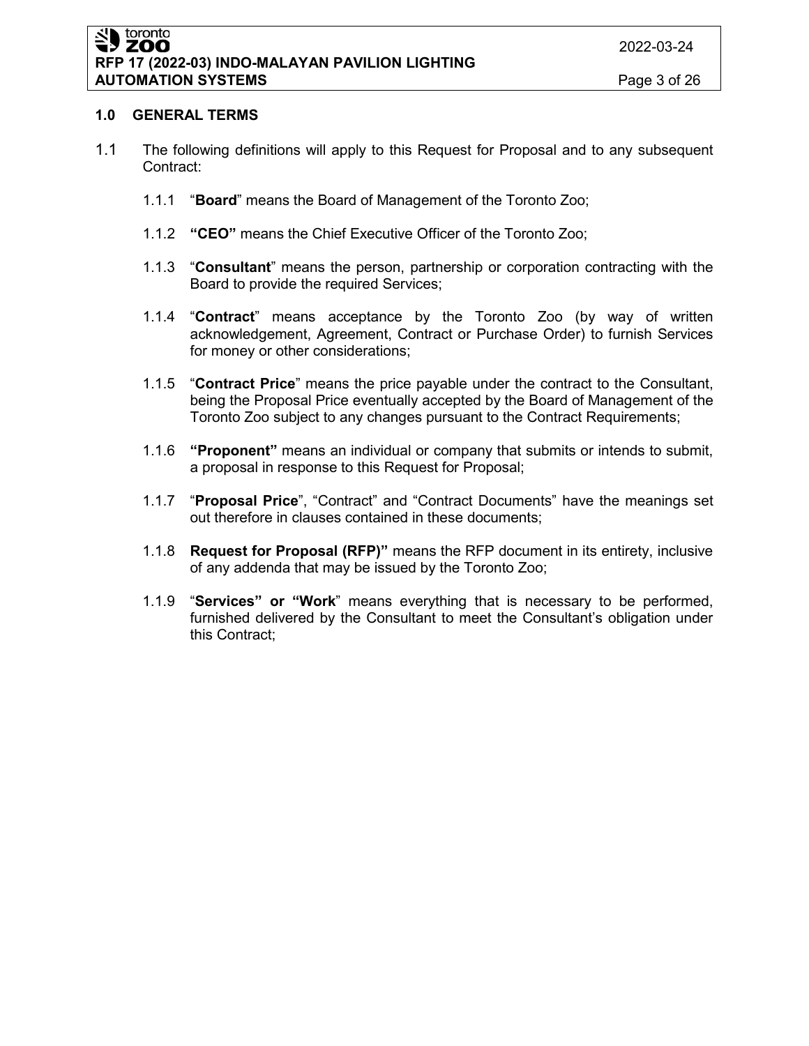## 1.0 GENERAL TERMS

1.1 The following definitions will apply to this Request for Proposal and to any subsequent Contract:

1.1.1 "**Board**" means the Board of Management of the Toronto Zoo;

1.1.2 **"CEO"** means the Chief Executive Officer of the Toronto Zoo;

1.1.3 "**Consultant**" means the person, partnership or corporation contracting with the Board to provide the required Services;

1.1.4 "**Contract**" means acceptance by the Toronto Zoo (by way of written acknowledgement, Agreement, Contract or Purchase Order) to furnish Services for money or other considerations;

1.1.5 "**Contract Price**" means the price payable under the contract to the Consultant, being the Proposal Price eventually accepted by the Board of Management of the Toronto Zoo subject to any changes pursuant to the Contract Requirements;

1.1.6 **"Proponent"** means an individual or company that submits or intends to submit, a proposal in response to this Request for Proposal;

1.1.7 "**Proposal Price**", "Contract" and "Contract Documents" have the meanings set out therefore in clauses contained in these documents;

1.1.8 **Request for Proposal (RFP)"** means the RFP document in its entirety, inclusive of any addenda that may be issued by the Toronto Zoo;

1.1.9 "**Services" or "Work**" means everything that is necessary to be performed, furnished delivered by the Consultant to meet the Consultant's obligation under this Contract;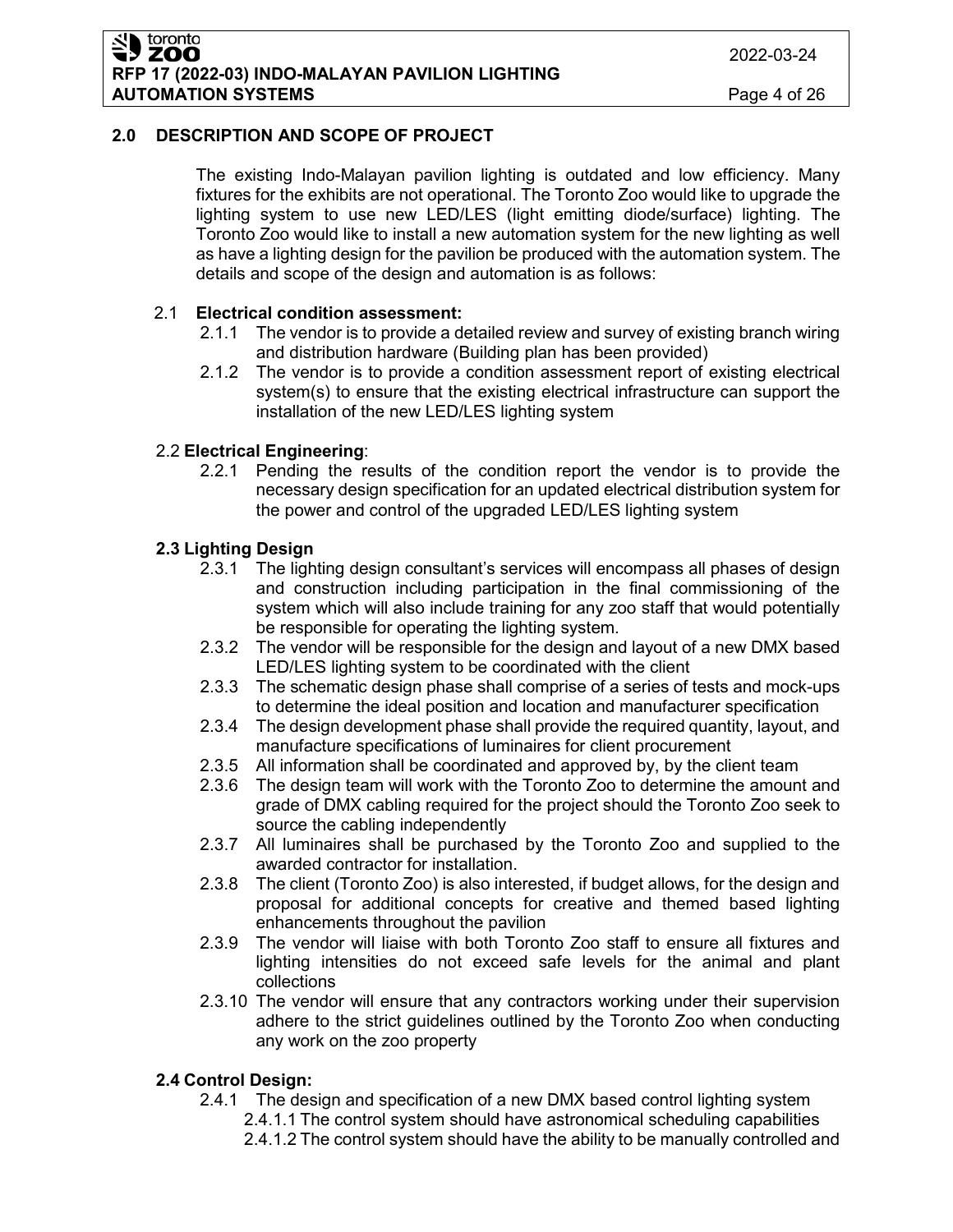## 2.0 DESCRIPTION AND SCOPE OF PROJECT

The existing Indo-Malayan pavilion lighting is outdated and low efficiency. Many fixtures for the exhibits are not operational. The Toronto Zoo would like to upgrade the lighting system to use new LED/LES (light emitting diode/surface) lighting. The Toronto Zoo would like to install a new automation system for the new lighting as well as have a lighting design for the pavilion be produced with the automation system. The details and scope of the design and automation is as follows:

### 2.1 **Electrical condition assessment:**

- 2.1.1 The vendor is to provide a detailed review and survey of existing branch wiring and distribution hardware (Building plan has been provided)
- 2.1.2 The vendor is to provide a condition assessment report of existing electrical system(s) to ensure that the existing electrical infrastructure can support the installation of the new LED/LES lighting system

### 2.2 **Electrical Engineering**:

- 2.2.1 Pending the results of the condition report the vendor is to provide the necessary design specification for an updated electrical distribution system for the power and control of the upgraded LED/LES lighting system

### 2.3 Lighting Design

- 2.3.1 The lighting design consultant's services will encompass all phases of design and construction including participation in the final commissioning of the system which will also include training for any zoo staff that would potentially be responsible for operating the lighting system.
- 2.3.2 The vendor will be responsible for the design and layout of a new DMX based LED/LES lighting system to be coordinated with the client
- 2.3.3 The schematic design phase shall comprise of a series of tests and mock-ups to determine the ideal position and location and manufacturer specification
- 2.3.4 The design development phase shall provide the required quantity, layout, and manufacture specifications of luminaires for client procurement
- 2.3.5 All information shall be coordinated and approved by, by the client team
- 2.3.6 The design team will work with the Toronto Zoo to determine the amount and grade of DMX cabling required for the project should the Toronto Zoo seek to source the cabling independently
- 2.3.7 All luminaires shall be purchased by the Toronto Zoo and supplied to the awarded contractor for installation.
- 2.3.8 The client (Toronto Zoo) is also interested, if budget allows, for the design and proposal for additional concepts for creative and themed based lighting enhancements throughout the pavilion
- 2.3.9 The vendor will liaise with both Toronto Zoo staff to ensure all fixtures and lighting intensities do not exceed safe levels for the animal and plant collections
- 2.3.10 The vendor will ensure that any contractors working under their supervision adhere to the strict guidelines outlined by the Toronto Zoo when conducting any work on the zoo property

### 2.4 Control Design:

- 2.4.1 The design and specification of a new DMX based control lighting system
  - 2.4.1.1 The control system should have astronomical scheduling capabilities
  - 2.4.1.2 The control system should have the ability to be manually controlled and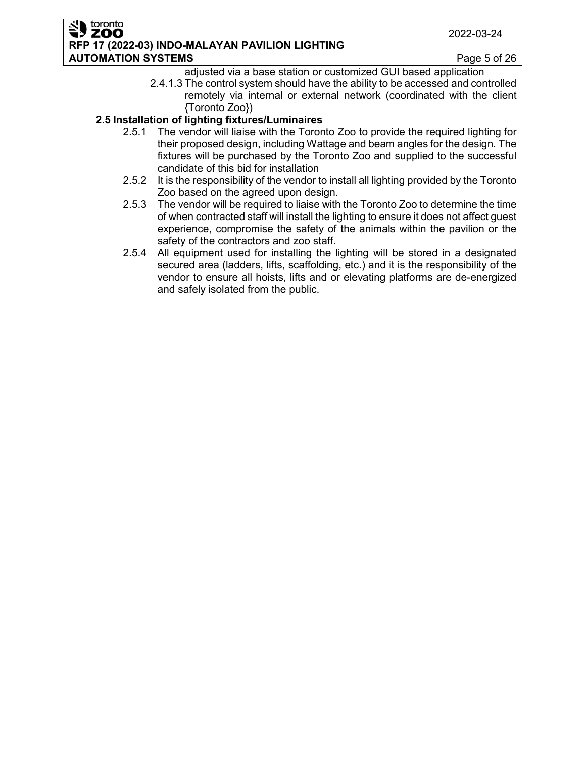adjusted via a base station or customized GUI based application

2.4.1.3 The control system should have the ability to be accessed and controlled remotely via internal or external network (coordinated with the client {Toronto Zoo})

**2.5 Installation of lighting fixtures/Luminaires**

2.5.1 The vendor will liaise with the Toronto Zoo to provide the required lighting for their proposed design, including Wattage and beam angles for the design. The fixtures will be purchased by the Toronto Zoo and supplied to the successful candidate of this bid for installation

2.5.2 It is the responsibility of the vendor to install all lighting provided by the Toronto Zoo based on the agreed upon design.

2.5.3 The vendor will be required to liaise with the Toronto Zoo to determine the time of when contracted staff will install the lighting to ensure it does not affect guest experience, compromise the safety of the animals within the pavilion or the safety of the contractors and zoo staff.

2.5.4 All equipment used for installing the lighting will be stored in a designated secured area (ladders, lifts, scaffolding, etc.) and it is the responsibility of the vendor to ensure all hoists, lifts and or elevating platforms are de-energized and safely isolated from the public.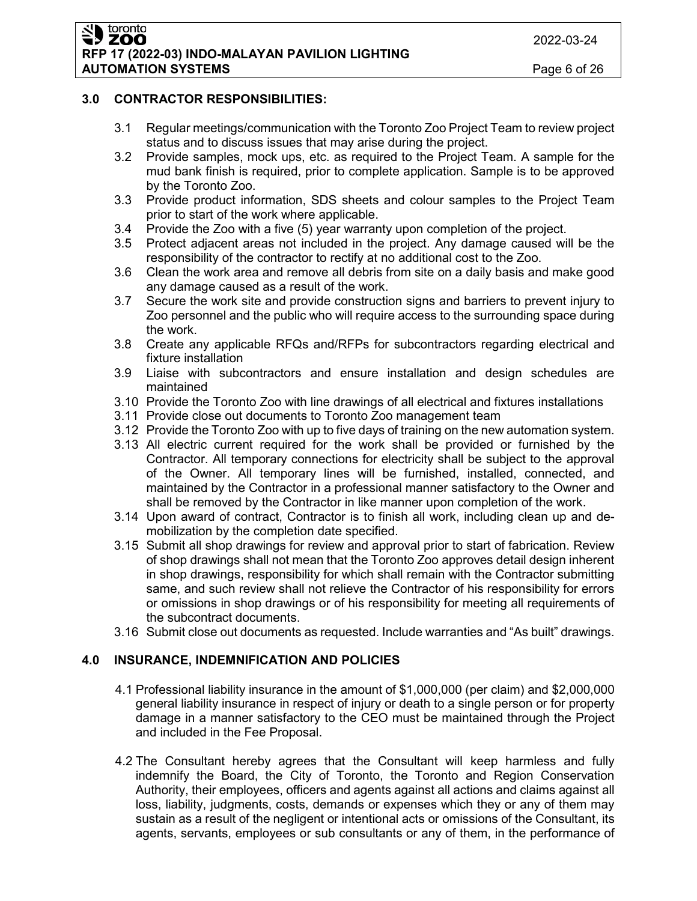## 3.0 CONTRACTOR RESPONSIBILITIES:

3.1 Regular meetings/communication with the Toronto Zoo Project Team to review project status and to discuss issues that may arise during the project.

3.2 Provide samples, mock ups, etc. as required to the Project Team. A sample for the mud bank finish is required, prior to complete application. Sample is to be approved by the Toronto Zoo.

3.3 Provide product information, SDS sheets and colour samples to the Project Team prior to start of the work where applicable.

3.4 Provide the Zoo with a five (5) year warranty upon completion of the project.

3.5 Protect adjacent areas not included in the project. Any damage caused will be the responsibility of the contractor to rectify at no additional cost to the Zoo.

3.6 Clean the work area and remove all debris from site on a daily basis and make good any damage caused as a result of the work.

3.7 Secure the work site and provide construction signs and barriers to prevent injury to Zoo personnel and the public who will require access to the surrounding space during the work.

3.8 Create any applicable RFQs and/RFPs for subcontractors regarding electrical and fixture installation

3.9 Liaise with subcontractors and ensure installation and design schedules are maintained

3.10 Provide the Toronto Zoo with line drawings of all electrical and fixtures installations

3.11 Provide close out documents to Toronto Zoo management team

3.12 Provide the Toronto Zoo with up to five days of training on the new automation system.

3.13 All electric current required for the work shall be provided or furnished by the Contractor. All temporary connections for electricity shall be subject to the approval of the Owner. All temporary lines will be furnished, installed, connected, and maintained by the Contractor in a professional manner satisfactory to the Owner and shall be removed by the Contractor in like manner upon completion of the work.

3.14 Upon award of contract, Contractor is to finish all work, including clean up and de-mobilization by the completion date specified.

3.15 Submit all shop drawings for review and approval prior to start of fabrication. Review of shop drawings shall not mean that the Toronto Zoo approves detail design inherent in shop drawings, responsibility for which shall remain with the Contractor submitting same, and such review shall not relieve the Contractor of his responsibility for errors or omissions in shop drawings or of his responsibility for meeting all requirements of the subcontract documents.

3.16 Submit close out documents as requested. Include warranties and "As built" drawings.

## 4.0 INSURANCE, INDEMNIFICATION AND POLICIES

4.1 Professional liability insurance in the amount of $1,000,000 (per claim) and $2,000,000 general liability insurance in respect of injury or death to a single person or for property damage in a manner satisfactory to the CEO must be maintained through the Project and included in the Fee Proposal.

4.2 The Consultant hereby agrees that the Consultant will keep harmless and fully indemnify the Board, the City of Toronto, the Toronto and Region Conservation Authority, their employees, officers and agents against all actions and claims against all loss, liability, judgments, costs, demands or expenses which they or any of them may sustain as a result of the negligent or intentional acts or omissions of the Consultant, its agents, servants, employees or sub consultants or any of them, in the performance of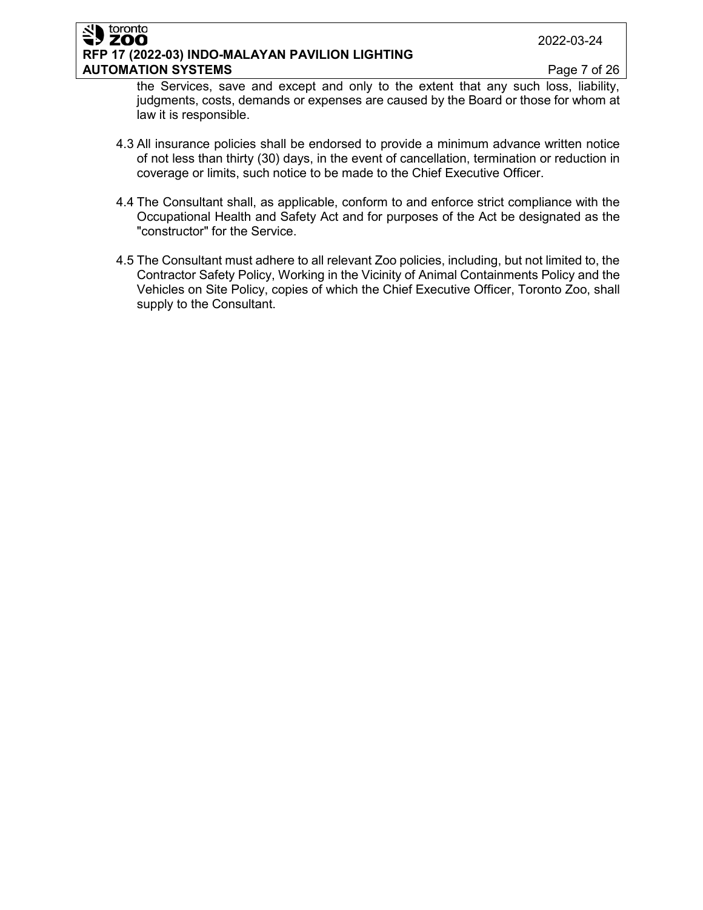the Services, save and except and only to the extent that any such loss, liability, judgments, costs, demands or expenses are caused by the Board or those for whom at law it is responsible.

4.3 All insurance policies shall be endorsed to provide a minimum advance written notice of not less than thirty (30) days, in the event of cancellation, termination or reduction in coverage or limits, such notice to be made to the Chief Executive Officer.

4.4 The Consultant shall, as applicable, conform to and enforce strict compliance with the Occupational Health and Safety Act and for purposes of the Act be designated as the "constructor" for the Service.

4.5 The Consultant must adhere to all relevant Zoo policies, including, but not limited to, the Contractor Safety Policy, Working in the Vicinity of Animal Containments Policy and the Vehicles on Site Policy, copies of which the Chief Executive Officer, Toronto Zoo, shall supply to the Consultant.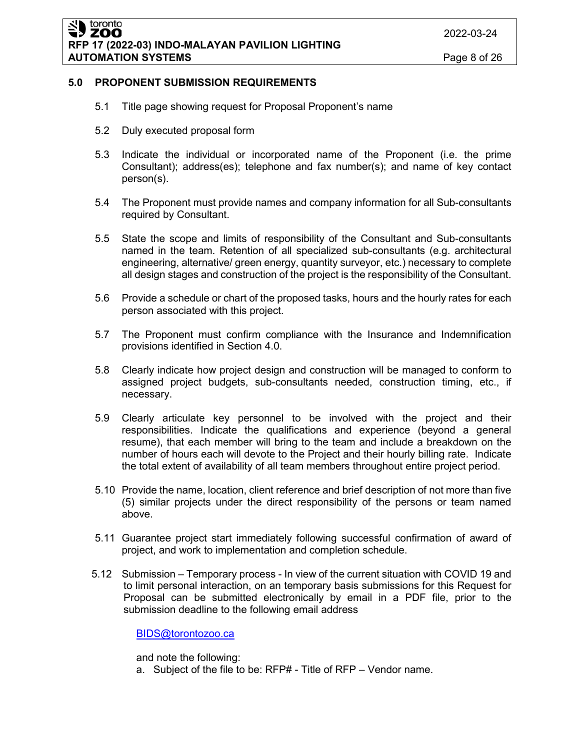## 5.0 PROPONENT SUBMISSION REQUIREMENTS

5.1 Title page showing request for Proposal Proponent's name

5.2 Duly executed proposal form

5.3 Indicate the individual or incorporated name of the Proponent (i.e. the prime Consultant); address(es); telephone and fax number(s); and name of key contact person(s).

5.4 The Proponent must provide names and company information for all Sub-consultants required by Consultant.

5.5 State the scope and limits of responsibility of the Consultant and Sub-consultants named in the team. Retention of all specialized sub-consultants (e.g. architectural engineering, alternative/ green energy, quantity surveyor, etc.) necessary to complete all design stages and construction of the project is the responsibility of the Consultant.

5.6 Provide a schedule or chart of the proposed tasks, hours and the hourly rates for each person associated with this project.

5.7 The Proponent must confirm compliance with the Insurance and Indemnification provisions identified in Section 4.0.

5.8 Clearly indicate how project design and construction will be managed to conform to assigned project budgets, sub-consultants needed, construction timing, etc., if necessary.

5.9 Clearly articulate key personnel to be involved with the project and their responsibilities. Indicate the qualifications and experience (beyond a general resume), that each member will bring to the team and include a breakdown on the number of hours each will devote to the Project and their hourly billing rate. Indicate the total extent of availability of all team members throughout entire project period.

5.10 Provide the name, location, client reference and brief description of not more than five (5) similar projects under the direct responsibility of the persons or team named above.

5.11 Guarantee project start immediately following successful confirmation of award of project, and work to implementation and completion schedule.

5.12 Submission – Temporary process - In view of the current situation with COVID 19 and to limit personal interaction, on an temporary basis submissions for this Request for Proposal can be submitted electronically by email in a PDF file, prior to the submission deadline to the following email address

BIDS@torontozoo.ca

and note the following:

a. Subject of the file to be: RFP# - Title of RFP – Vendor name.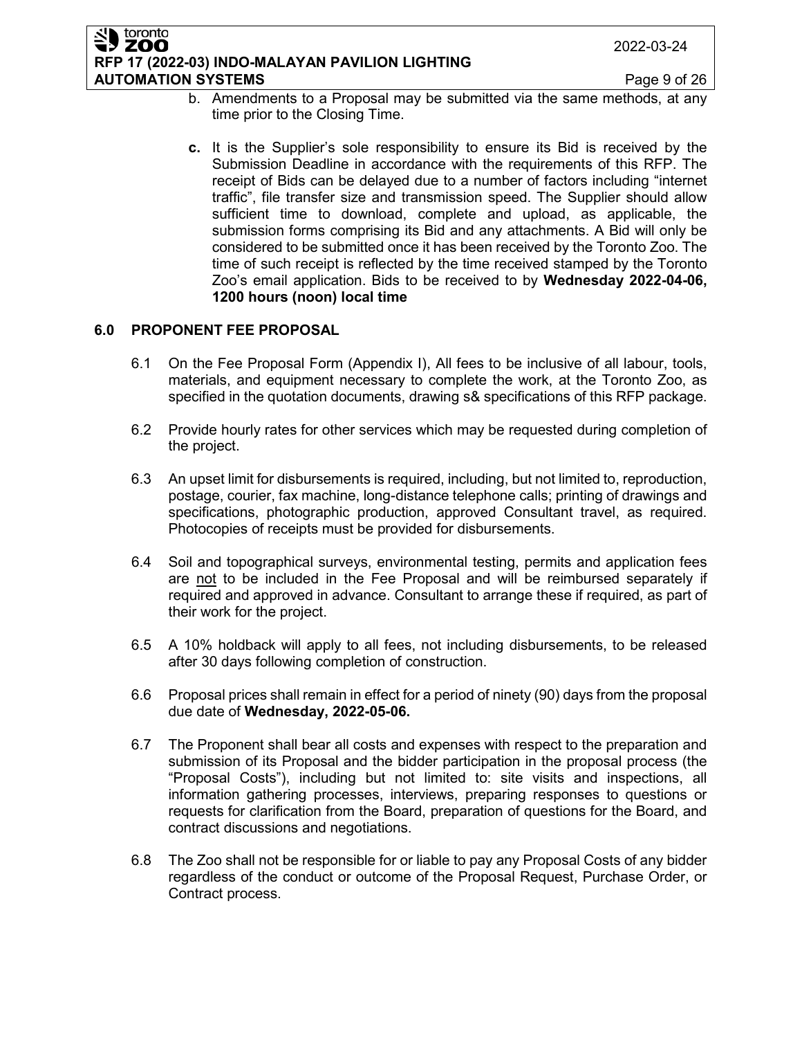b. Amendments to a Proposal may be submitted via the same methods, at any time prior to the Closing Time.

**c.** It is the Supplier's sole responsibility to ensure its Bid is received by the Submission Deadline in accordance with the requirements of this RFP. The receipt of Bids can be delayed due to a number of factors including "internet traffic", file transfer size and transmission speed. The Supplier should allow sufficient time to download, complete and upload, as applicable, the submission forms comprising its Bid and any attachments. A Bid will only be considered to be submitted once it has been received by the Toronto Zoo. The time of such receipt is reflected by the time received stamped by the Toronto Zoo's email application. Bids to be received to by **Wednesday 2022-04-06, 1200 hours (noon) local time**

## 6.0 PROPONENT FEE PROPOSAL

6.1 On the Fee Proposal Form (Appendix I), All fees to be inclusive of all labour, tools, materials, and equipment necessary to complete the work, at the Toronto Zoo, as specified in the quotation documents, drawing s& specifications of this RFP package.

6.2 Provide hourly rates for other services which may be requested during completion of the project.

6.3 An upset limit for disbursements is required, including, but not limited to, reproduction, postage, courier, fax machine, long-distance telephone calls; printing of drawings and specifications, photographic production, approved Consultant travel, as required. Photocopies of receipts must be provided for disbursements.

6.4 Soil and topographical surveys, environmental testing, permits and application fees are not to be included in the Fee Proposal and will be reimbursed separately if required and approved in advance. Consultant to arrange these if required, as part of their work for the project.

6.5 A 10% holdback will apply to all fees, not including disbursements, to be released after 30 days following completion of construction.

6.6 Proposal prices shall remain in effect for a period of ninety (90) days from the proposal due date of **Wednesday, 2022-05-06.**

6.7 The Proponent shall bear all costs and expenses with respect to the preparation and submission of its Proposal and the bidder participation in the proposal process (the "Proposal Costs"), including but not limited to: site visits and inspections, all information gathering processes, interviews, preparing responses to questions or requests for clarification from the Board, preparation of questions for the Board, and contract discussions and negotiations.

6.8 The Zoo shall not be responsible for or liable to pay any Proposal Costs of any bidder regardless of the conduct or outcome of the Proposal Request, Purchase Order, or Contract process.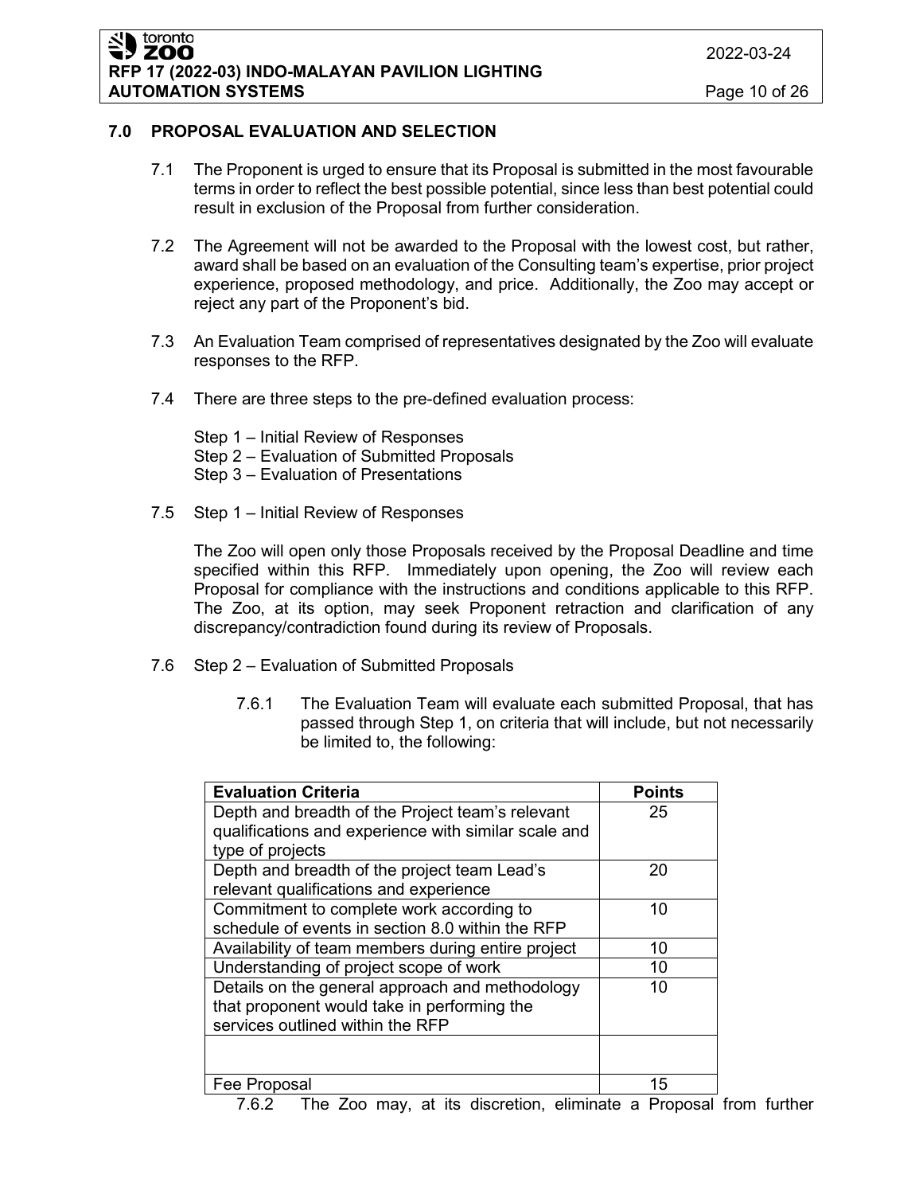## 7.0 PROPOSAL EVALUATION AND SELECTION

7.1 The Proponent is urged to ensure that its Proposal is submitted in the most favourable terms in order to reflect the best possible potential, since less than best potential could result in exclusion of the Proposal from further consideration.

7.2 The Agreement will not be awarded to the Proposal with the lowest cost, but rather, award shall be based on an evaluation of the Consulting team's expertise, prior project experience, proposed methodology, and price. Additionally, the Zoo may accept or reject any part of the Proponent's bid.

7.3 An Evaluation Team comprised of representatives designated by the Zoo will evaluate responses to the RFP.

7.4 There are three steps to the pre-defined evaluation process:

Step 1 – Initial Review of Responses
Step 2 – Evaluation of Submitted Proposals
Step 3 – Evaluation of Presentations

7.5 Step 1 – Initial Review of Responses

The Zoo will open only those Proposals received by the Proposal Deadline and time specified within this RFP. Immediately upon opening, the Zoo will review each Proposal for compliance with the instructions and conditions applicable to this RFP. The Zoo, at its option, may seek Proponent retraction and clarification of any discrepancy/contradiction found during its review of Proposals.

7.6 Step 2 – Evaluation of Submitted Proposals

7.6.1 The Evaluation Team will evaluate each submitted Proposal, that has passed through Step 1, on criteria that will include, but not necessarily be limited to, the following:

| Evaluation Criteria | Points |
|---|---|
| Depth and breadth of the Project team's relevant qualifications and experience with similar scale and type of projects | 25 |
| Depth and breadth of the project team Lead's relevant qualifications and experience | 20 |
| Commitment to complete work according to schedule of events in section 8.0 within the RFP | 10 |
| Availability of team members during entire project | 10 |
| Understanding of project scope of work | 10 |
| Details on the general approach and methodology that proponent would take in performing the services outlined within the RFP | 10 |
| | |
| Fee Proposal | 15 |

7.6.2 The Zoo may, at its discretion, eliminate a Proposal from further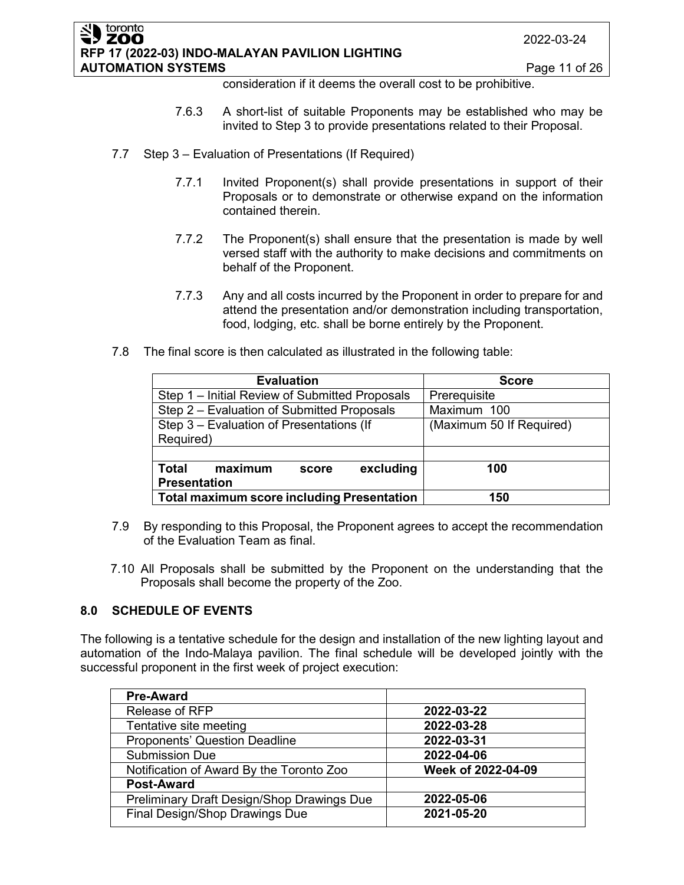consideration if it deems the overall cost to be prohibitive.

7.6.3 A short-list of suitable Proponents may be established who may be invited to Step 3 to provide presentations related to their Proposal.

7.7 Step 3 – Evaluation of Presentations (If Required)

7.7.1 Invited Proponent(s) shall provide presentations in support of their Proposals or to demonstrate or otherwise expand on the information contained therein.

7.7.2 The Proponent(s) shall ensure that the presentation is made by well versed staff with the authority to make decisions and commitments on behalf of the Proponent.

7.7.3 Any and all costs incurred by the Proponent in order to prepare for and attend the presentation and/or demonstration including transportation, food, lodging, etc. shall be borne entirely by the Proponent.

7.8 The final score is then calculated as illustrated in the following table:

| Evaluation | Score |
|---|---|
| Step 1 – Initial Review of Submitted Proposals | Prerequisite |
| Step 2 – Evaluation of Submitted Proposals | Maximum 100 |
| Step 3 – Evaluation of Presentations (If Required) | (Maximum 50 If Required) |
| | |
| **Total maximum score excluding Presentation** | **100** |
| **Total maximum score including Presentation** | **150** |

7.9 By responding to this Proposal, the Proponent agrees to accept the recommendation of the Evaluation Team as final.

7.10 All Proposals shall be submitted by the Proponent on the understanding that the Proposals shall become the property of the Zoo.

## 8.0 SCHEDULE OF EVENTS

The following is a tentative schedule for the design and installation of the new lighting layout and automation of the Indo-Malaya pavilion. The final schedule will be developed jointly with the successful proponent in the first week of project execution:

| **Pre-Award** | |
|---|---|
| Release of RFP | **2022-03-22** |
| Tentative site meeting | **2022-03-28** |
| Proponents' Question Deadline | **2022-03-31** |
| Submission Due | **2022-04-06** |
| Notification of Award By the Toronto Zoo | **Week of 2022-04-09** |
| **Post-Award** | |
| Preliminary Draft Design/Shop Drawings Due | **2022-05-06** |
| Final Design/Shop Drawings Due | **2021-05-20** |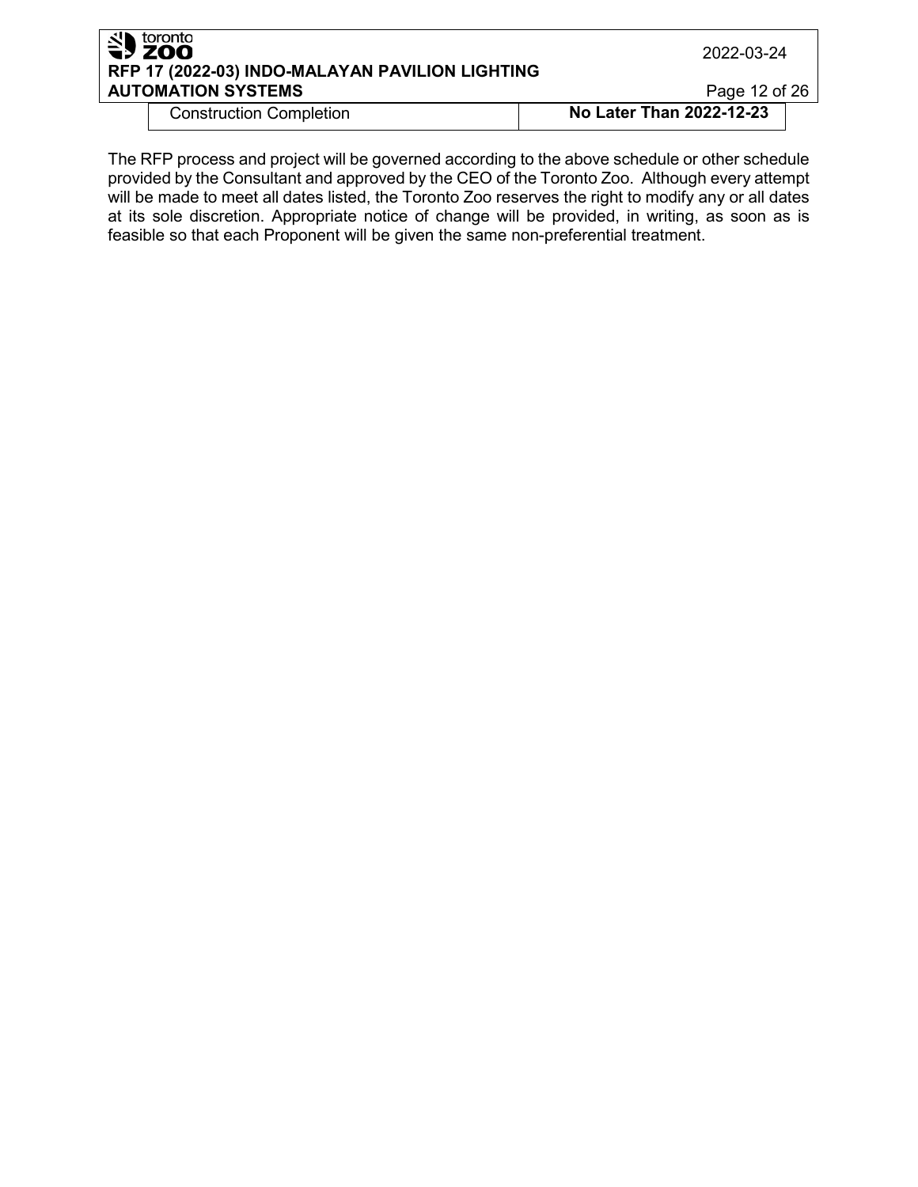| Construction Completion | **No Later Than 2022-12-23** |
|---|---|

The RFP process and project will be governed according to the above schedule or other schedule provided by the Consultant and approved by the CEO of the Toronto Zoo. Although every attempt will be made to meet all dates listed, the Toronto Zoo reserves the right to modify any or all dates at its sole discretion. Appropriate notice of change will be provided, in writing, as soon as is feasible so that each Proponent will be given the same non-preferential treatment.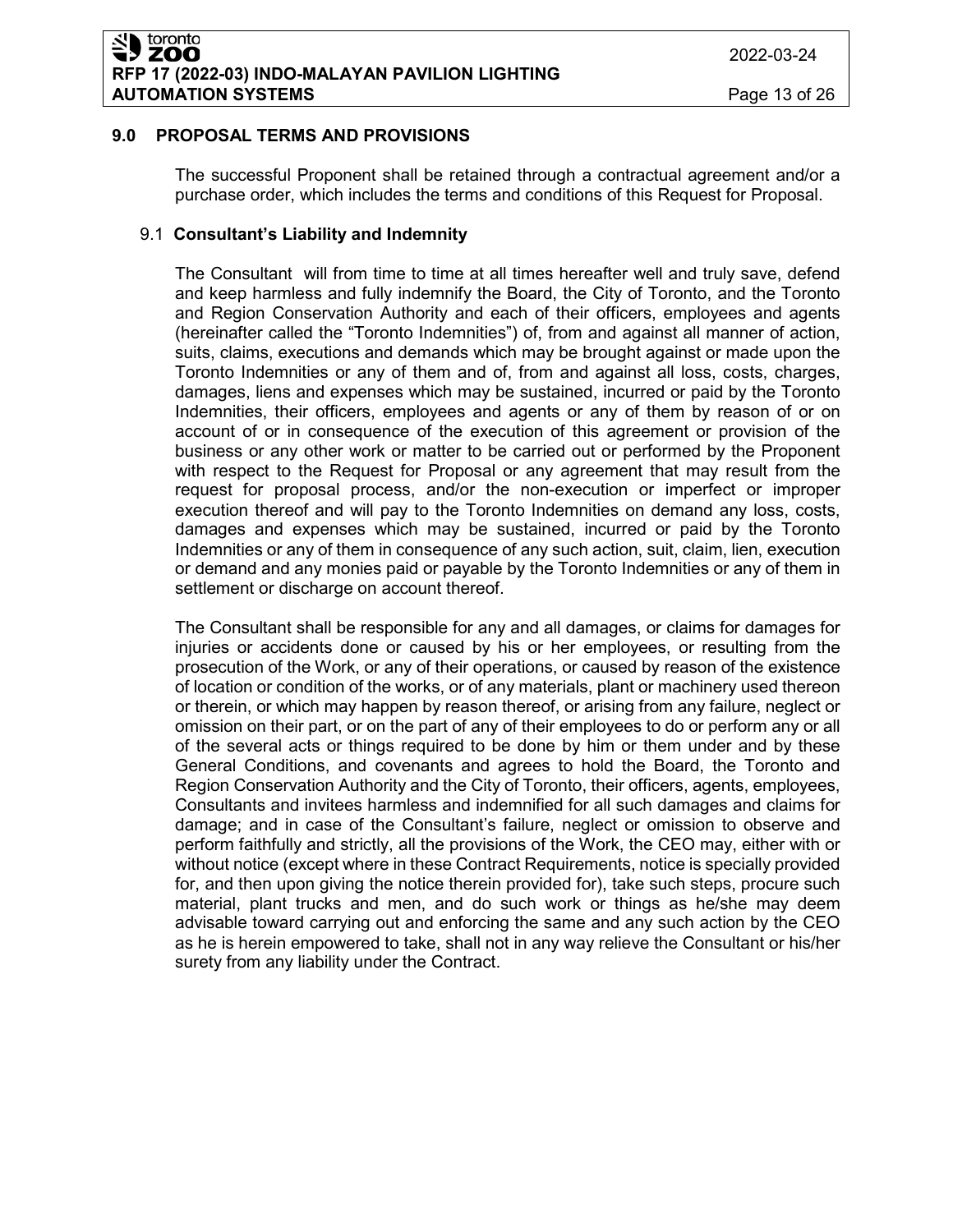## 9.0 PROPOSAL TERMS AND PROVISIONS

The successful Proponent shall be retained through a contractual agreement and/or a purchase order, which includes the terms and conditions of this Request for Proposal.

### 9.1 Consultant's Liability and Indemnity

The Consultant will from time to time at all times hereafter well and truly save, defend and keep harmless and fully indemnify the Board, the City of Toronto, and the Toronto and Region Conservation Authority and each of their officers, employees and agents (hereinafter called the "Toronto Indemnities") of, from and against all manner of action, suits, claims, executions and demands which may be brought against or made upon the Toronto Indemnities or any of them and of, from and against all loss, costs, charges, damages, liens and expenses which may be sustained, incurred or paid by the Toronto Indemnities, their officers, employees and agents or any of them by reason of or on account of or in consequence of the execution of this agreement or provision of the business or any other work or matter to be carried out or performed by the Proponent with respect to the Request for Proposal or any agreement that may result from the request for proposal process, and/or the non-execution or imperfect or improper execution thereof and will pay to the Toronto Indemnities on demand any loss, costs, damages and expenses which may be sustained, incurred or paid by the Toronto Indemnities or any of them in consequence of any such action, suit, claim, lien, execution or demand and any monies paid or payable by the Toronto Indemnities or any of them in settlement or discharge on account thereof.

The Consultant shall be responsible for any and all damages, or claims for damages for injuries or accidents done or caused by his or her employees, or resulting from the prosecution of the Work, or any of their operations, or caused by reason of the existence of location or condition of the works, or of any materials, plant or machinery used thereon or therein, or which may happen by reason thereof, or arising from any failure, neglect or omission on their part, or on the part of any of their employees to do or perform any or all of the several acts or things required to be done by him or them under and by these General Conditions, and covenants and agrees to hold the Board, the Toronto and Region Conservation Authority and the City of Toronto, their officers, agents, employees, Consultants and invitees harmless and indemnified for all such damages and claims for damage; and in case of the Consultant's failure, neglect or omission to observe and perform faithfully and strictly, all the provisions of the Work, the CEO may, either with or without notice (except where in these Contract Requirements, notice is specially provided for, and then upon giving the notice therein provided for), take such steps, procure such material, plant trucks and men, and do such work or things as he/she may deem advisable toward carrying out and enforcing the same and any such action by the CEO as he is herein empowered to take, shall not in any way relieve the Consultant or his/her surety from any liability under the Contract.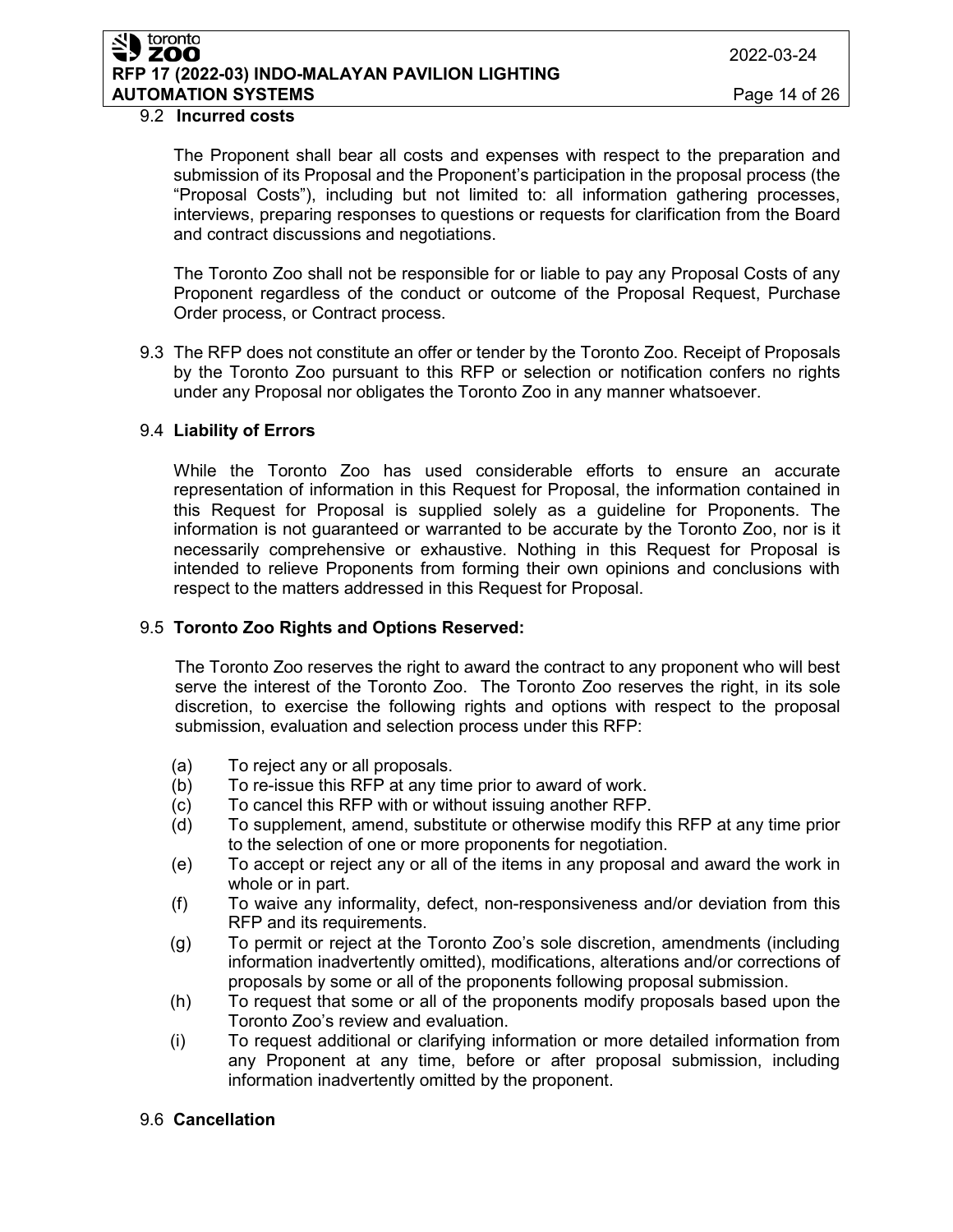9.2 **Incurred costs**

The Proponent shall bear all costs and expenses with respect to the preparation and submission of its Proposal and the Proponent's participation in the proposal process (the "Proposal Costs"), including but not limited to: all information gathering processes, interviews, preparing responses to questions or requests for clarification from the Board and contract discussions and negotiations.

The Toronto Zoo shall not be responsible for or liable to pay any Proposal Costs of any Proponent regardless of the conduct or outcome of the Proposal Request, Purchase Order process, or Contract process.

9.3 The RFP does not constitute an offer or tender by the Toronto Zoo. Receipt of Proposals by the Toronto Zoo pursuant to this RFP or selection or notification confers no rights under any Proposal nor obligates the Toronto Zoo in any manner whatsoever.

9.4 **Liability of Errors**

While the Toronto Zoo has used considerable efforts to ensure an accurate representation of information in this Request for Proposal, the information contained in this Request for Proposal is supplied solely as a guideline for Proponents. The information is not guaranteed or warranted to be accurate by the Toronto Zoo, nor is it necessarily comprehensive or exhaustive. Nothing in this Request for Proposal is intended to relieve Proponents from forming their own opinions and conclusions with respect to the matters addressed in this Request for Proposal.

9.5 **Toronto Zoo Rights and Options Reserved:**

The Toronto Zoo reserves the right to award the contract to any proponent who will best serve the interest of the Toronto Zoo. The Toronto Zoo reserves the right, in its sole discretion, to exercise the following rights and options with respect to the proposal submission, evaluation and selection process under this RFP:

(a) To reject any or all proposals.
(b) To re-issue this RFP at any time prior to award of work.
(c) To cancel this RFP with or without issuing another RFP.
(d) To supplement, amend, substitute or otherwise modify this RFP at any time prior to the selection of one or more proponents for negotiation.
(e) To accept or reject any or all of the items in any proposal and award the work in whole or in part.
(f) To waive any informality, defect, non-responsiveness and/or deviation from this RFP and its requirements.
(g) To permit or reject at the Toronto Zoo's sole discretion, amendments (including information inadvertently omitted), modifications, alterations and/or corrections of proposals by some or all of the proponents following proposal submission.
(h) To request that some or all of the proponents modify proposals based upon the Toronto Zoo's review and evaluation.
(i) To request additional or clarifying information or more detailed information from any Proponent at any time, before or after proposal submission, including information inadvertently omitted by the proponent.

9.6 **Cancellation**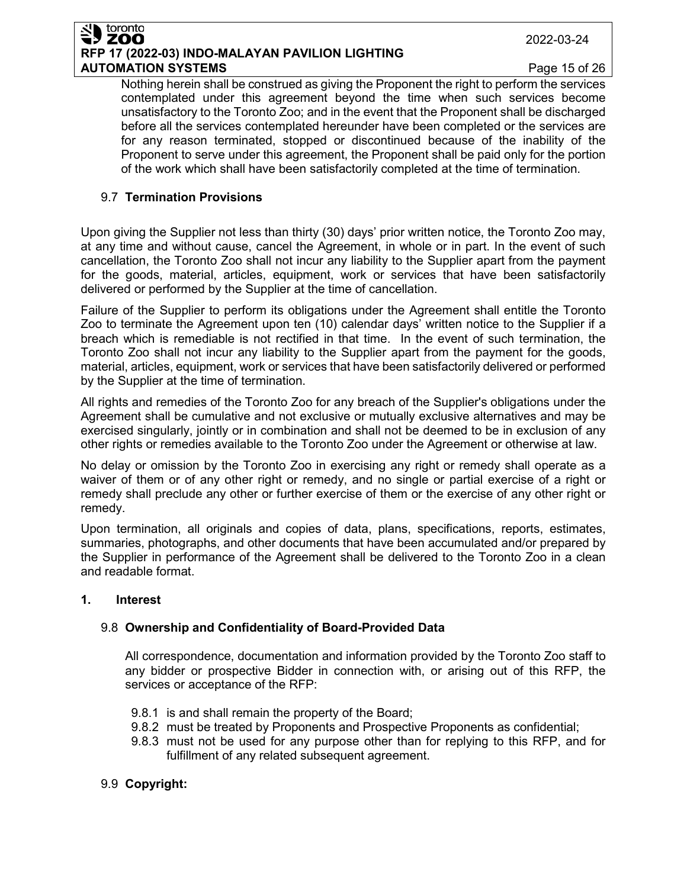Nothing herein shall be construed as giving the Proponent the right to perform the services contemplated under this agreement beyond the time when such services become unsatisfactory to the Toronto Zoo; and in the event that the Proponent shall be discharged before all the services contemplated hereunder have been completed or the services are for any reason terminated, stopped or discontinued because of the inability of the Proponent to serve under this agreement, the Proponent shall be paid only for the portion of the work which shall have been satisfactorily completed at the time of termination.

### 9.7 **Termination Provisions**

Upon giving the Supplier not less than thirty (30) days' prior written notice, the Toronto Zoo may, at any time and without cause, cancel the Agreement, in whole or in part. In the event of such cancellation, the Toronto Zoo shall not incur any liability to the Supplier apart from the payment for the goods, material, articles, equipment, work or services that have been satisfactorily delivered or performed by the Supplier at the time of cancellation.

Failure of the Supplier to perform its obligations under the Agreement shall entitle the Toronto Zoo to terminate the Agreement upon ten (10) calendar days' written notice to the Supplier if a breach which is remediable is not rectified in that time. In the event of such termination, the Toronto Zoo shall not incur any liability to the Supplier apart from the payment for the goods, material, articles, equipment, work or services that have been satisfactorily delivered or performed by the Supplier at the time of termination.

All rights and remedies of the Toronto Zoo for any breach of the Supplier's obligations under the Agreement shall be cumulative and not exclusive or mutually exclusive alternatives and may be exercised singularly, jointly or in combination and shall not be deemed to be in exclusion of any other rights or remedies available to the Toronto Zoo under the Agreement or otherwise at law.

No delay or omission by the Toronto Zoo in exercising any right or remedy shall operate as a waiver of them or of any other right or remedy, and no single or partial exercise of a right or remedy shall preclude any other or further exercise of them or the exercise of any other right or remedy.

Upon termination, all originals and copies of data, plans, specifications, reports, estimates, summaries, photographs, and other documents that have been accumulated and/or prepared by the Supplier in performance of the Agreement shall be delivered to the Toronto Zoo in a clean and readable format.

## 1. Interest

### 9.8 **Ownership and Confidentiality of Board-Provided Data**

All correspondence, documentation and information provided by the Toronto Zoo staff to any bidder or prospective Bidder in connection with, or arising out of this RFP, the services or acceptance of the RFP:

- 9.8.1 is and shall remain the property of the Board;
- 9.8.2 must be treated by Proponents and Prospective Proponents as confidential;
- 9.8.3 must not be used for any purpose other than for replying to this RFP, and for fulfillment of any related subsequent agreement.

### 9.9 **Copyright:**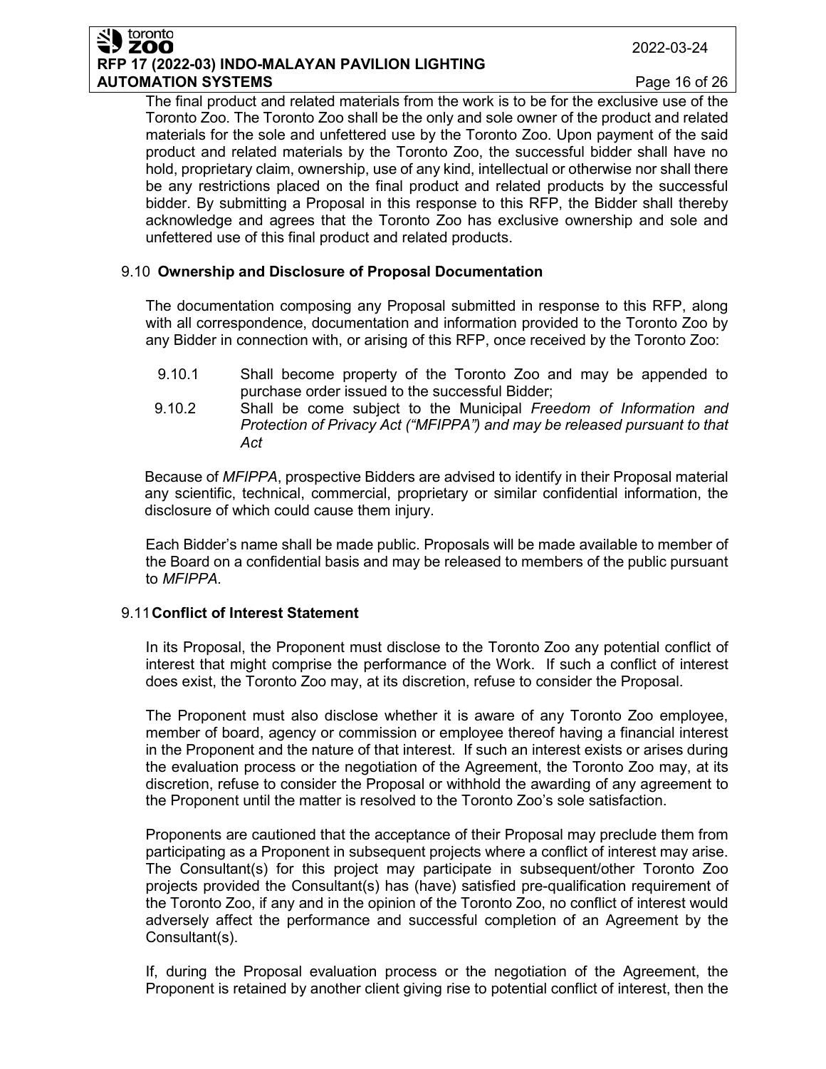The final product and related materials from the work is to be for the exclusive use of the Toronto Zoo. The Toronto Zoo shall be the only and sole owner of the product and related materials for the sole and unfettered use by the Toronto Zoo. Upon payment of the said product and related materials by the Toronto Zoo, the successful bidder shall have no hold, proprietary claim, ownership, use of any kind, intellectual or otherwise nor shall there be any restrictions placed on the final product and related products by the successful bidder. By submitting a Proposal in this response to this RFP, the Bidder shall thereby acknowledge and agrees that the Toronto Zoo has exclusive ownership and sole and unfettered use of this final product and related products.

### 9.10 Ownership and Disclosure of Proposal Documentation

The documentation composing any Proposal submitted in response to this RFP, along with all correspondence, documentation and information provided to the Toronto Zoo by any Bidder in connection with, or arising of this RFP, once received by the Toronto Zoo:

9.10.1 Shall become property of the Toronto Zoo and may be appended to purchase order issued to the successful Bidder;

9.10.2 Shall be come subject to the Municipal *Freedom of Information and Protection of Privacy Act ("MFIPPA") and may be released pursuant to that Act*

Because of *MFIPPA*, prospective Bidders are advised to identify in their Proposal material any scientific, technical, commercial, proprietary or similar confidential information, the disclosure of which could cause them injury.

Each Bidder's name shall be made public. Proposals will be made available to member of the Board on a confidential basis and may be released to members of the public pursuant to *MFIPPA.*

### 9.11 Conflict of Interest Statement

In its Proposal, the Proponent must disclose to the Toronto Zoo any potential conflict of interest that might comprise the performance of the Work. If such a conflict of interest does exist, the Toronto Zoo may, at its discretion, refuse to consider the Proposal.

The Proponent must also disclose whether it is aware of any Toronto Zoo employee, member of board, agency or commission or employee thereof having a financial interest in the Proponent and the nature of that interest. If such an interest exists or arises during the evaluation process or the negotiation of the Agreement, the Toronto Zoo may, at its discretion, refuse to consider the Proposal or withhold the awarding of any agreement to the Proponent until the matter is resolved to the Toronto Zoo's sole satisfaction.

Proponents are cautioned that the acceptance of their Proposal may preclude them from participating as a Proponent in subsequent projects where a conflict of interest may arise. The Consultant(s) for this project may participate in subsequent/other Toronto Zoo projects provided the Consultant(s) has (have) satisfied pre-qualification requirement of the Toronto Zoo, if any and in the opinion of the Toronto Zoo, no conflict of interest would adversely affect the performance and successful completion of an Agreement by the Consultant(s).

If, during the Proposal evaluation process or the negotiation of the Agreement, the Proponent is retained by another client giving rise to potential conflict of interest, then the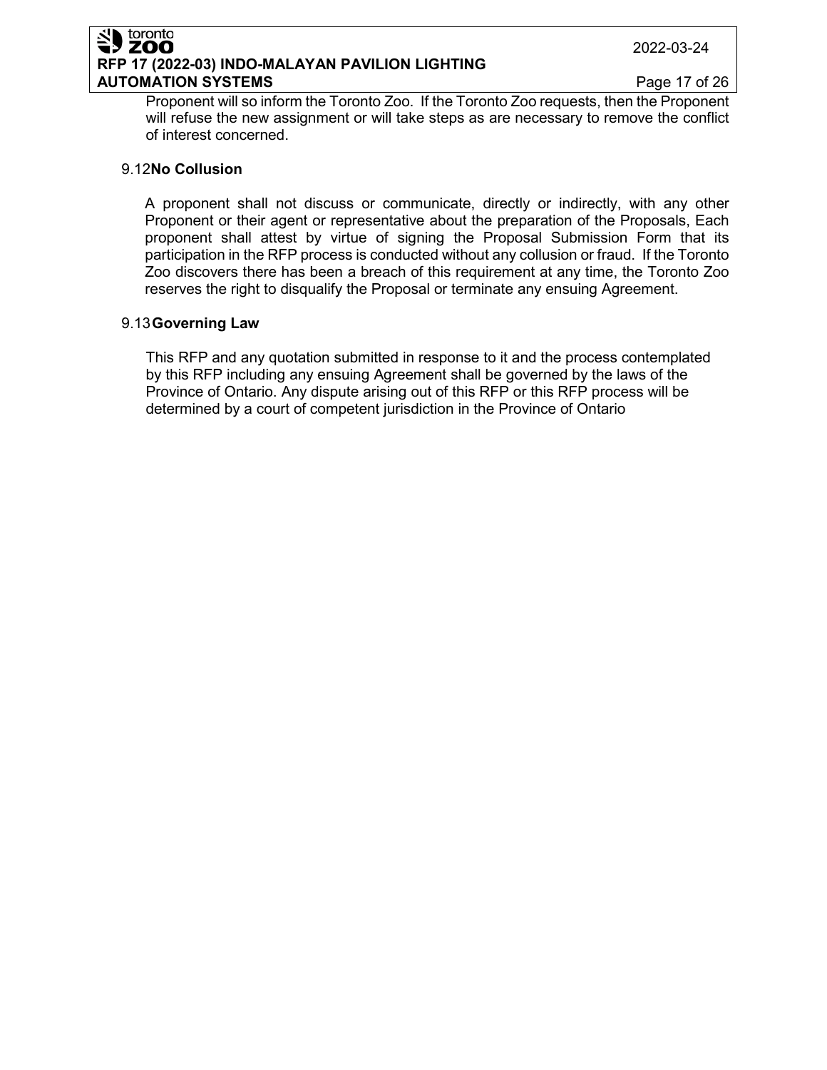Proponent will so inform the Toronto Zoo. If the Toronto Zoo requests, then the Proponent will refuse the new assignment or will take steps as are necessary to remove the conflict of interest concerned.

### 9.12 No Collusion

A proponent shall not discuss or communicate, directly or indirectly, with any other Proponent or their agent or representative about the preparation of the Proposals, Each proponent shall attest by virtue of signing the Proposal Submission Form that its participation in the RFP process is conducted without any collusion or fraud. If the Toronto Zoo discovers there has been a breach of this requirement at any time, the Toronto Zoo reserves the right to disqualify the Proposal or terminate any ensuing Agreement.

### 9.13 Governing Law

This RFP and any quotation submitted in response to it and the process contemplated by this RFP including any ensuing Agreement shall be governed by the laws of the Province of Ontario. Any dispute arising out of this RFP or this RFP process will be determined by a court of competent jurisdiction in the Province of Ontario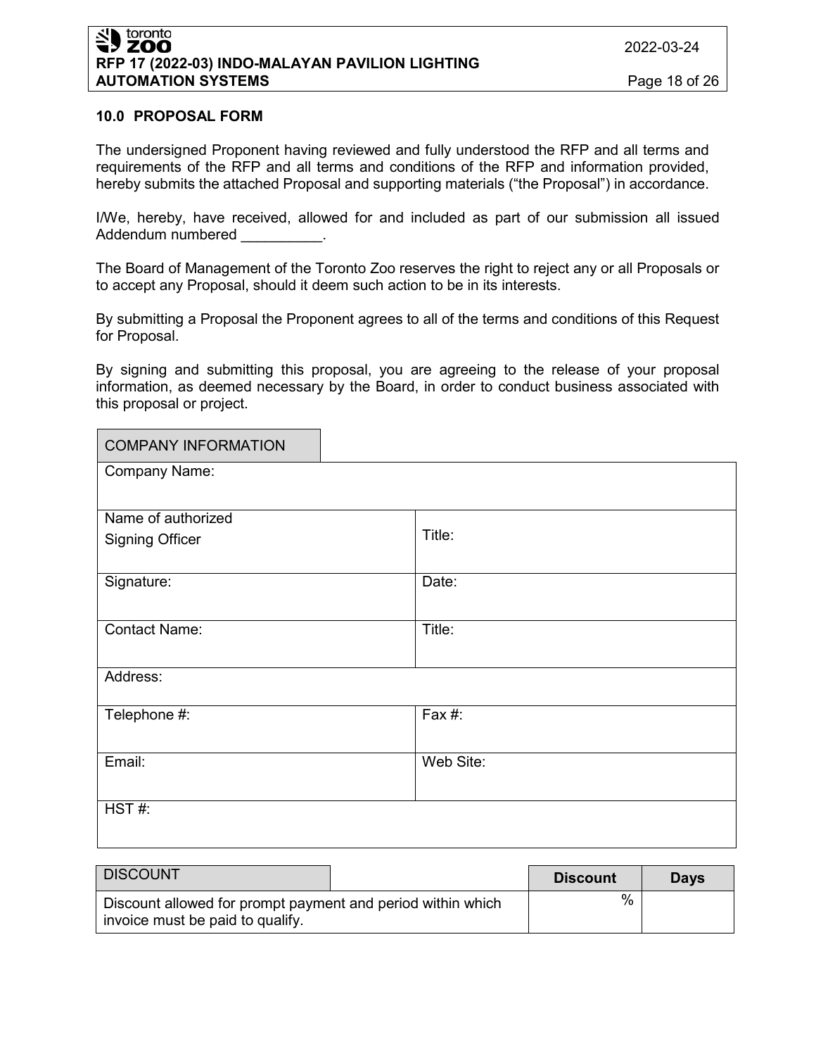## 10.0 PROPOSAL FORM

The undersigned Proponent having reviewed and fully understood the RFP and all terms and requirements of the RFP and all terms and conditions of the RFP and information provided, hereby submits the attached Proposal and supporting materials ("the Proposal") in accordance.

I/We, hereby, have received, allowed for and included as part of our submission all issued Addendum numbered __________.

The Board of Management of the Toronto Zoo reserves the right to reject any or all Proposals or to accept any Proposal, should it deem such action to be in its interests.

By submitting a Proposal the Proponent agrees to all of the terms and conditions of this Request for Proposal.

By signing and submitting this proposal, you are agreeing to the release of your proposal information, as deemed necessary by the Board, in order to conduct business associated with this proposal or project.

| COMPANY INFORMATION | |
|---|---|
| Company Name: | |
| Name of authorized Signing Officer | Title: |
| Signature: | Date: |
| Contact Name: | Title: |
| Address: | |
| Telephone #: | Fax #: |
| Email: | Web Site: |
| HST #: | |

| DISCOUNT | Discount | Days |
|---|---|---|
| Discount allowed for prompt payment and period within which invoice must be paid to qualify. | % | |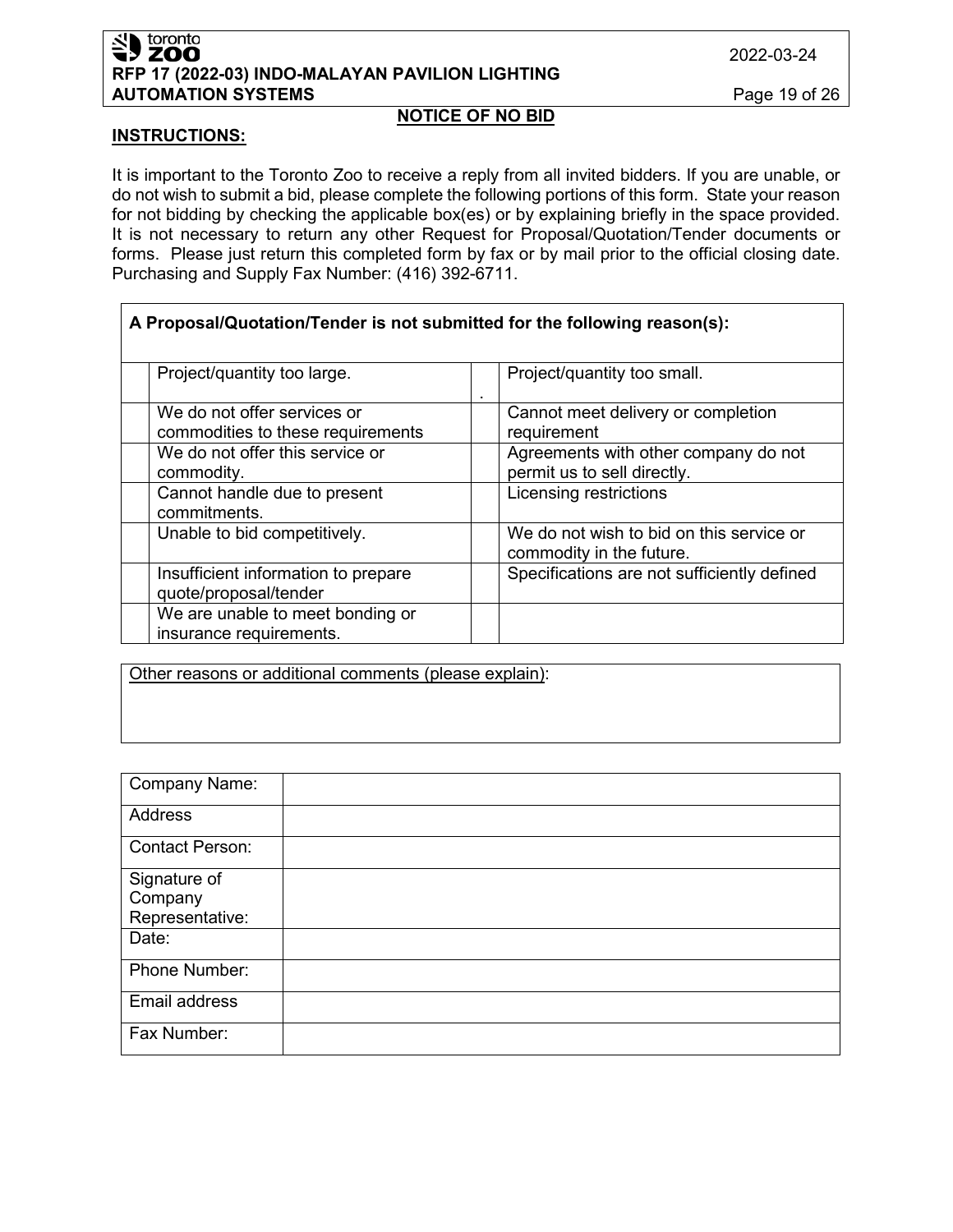## NOTICE OF NO BID

**INSTRUCTIONS:**

It is important to the Toronto Zoo to receive a reply from all invited bidders. If you are unable, or do not wish to submit a bid, please complete the following portions of this form. State your reason for not bidding by checking the applicable box(es) or by explaining briefly in the space provided. It is not necessary to return any other Request for Proposal/Quotation/Tender documents or forms. Please just return this completed form by fax or by mail prior to the official closing date. Purchasing and Supply Fax Number: (416) 392-6711.

**A Proposal/Quotation/Tender is not submitted for the following reason(s):**

| | | | |
|---|---|---|---|
| | Project/quantity too large. | . | Project/quantity too small. |
| | We do not offer services or commodities to these requirements | | Cannot meet delivery or completion requirement |
| | We do not offer this service or commodity. | | Agreements with other company do not permit us to sell directly. |
| | Cannot handle due to present commitments. | | Licensing restrictions |
| | Unable to bid competitively. | | We do not wish to bid on this service or commodity in the future. |
| | Insufficient information to prepare quote/proposal/tender | | Specifications are not sufficiently defined |
| | We are unable to meet bonding or insurance requirements. | | |

Other reasons or additional comments (please explain):

| | |
|---|---|
| Company Name: | |
| Address | |
| Contact Person: | |
| Signature of Company Representative: | |
| Date: | |
| Phone Number: | |
| Email address | |
| Fax Number: | |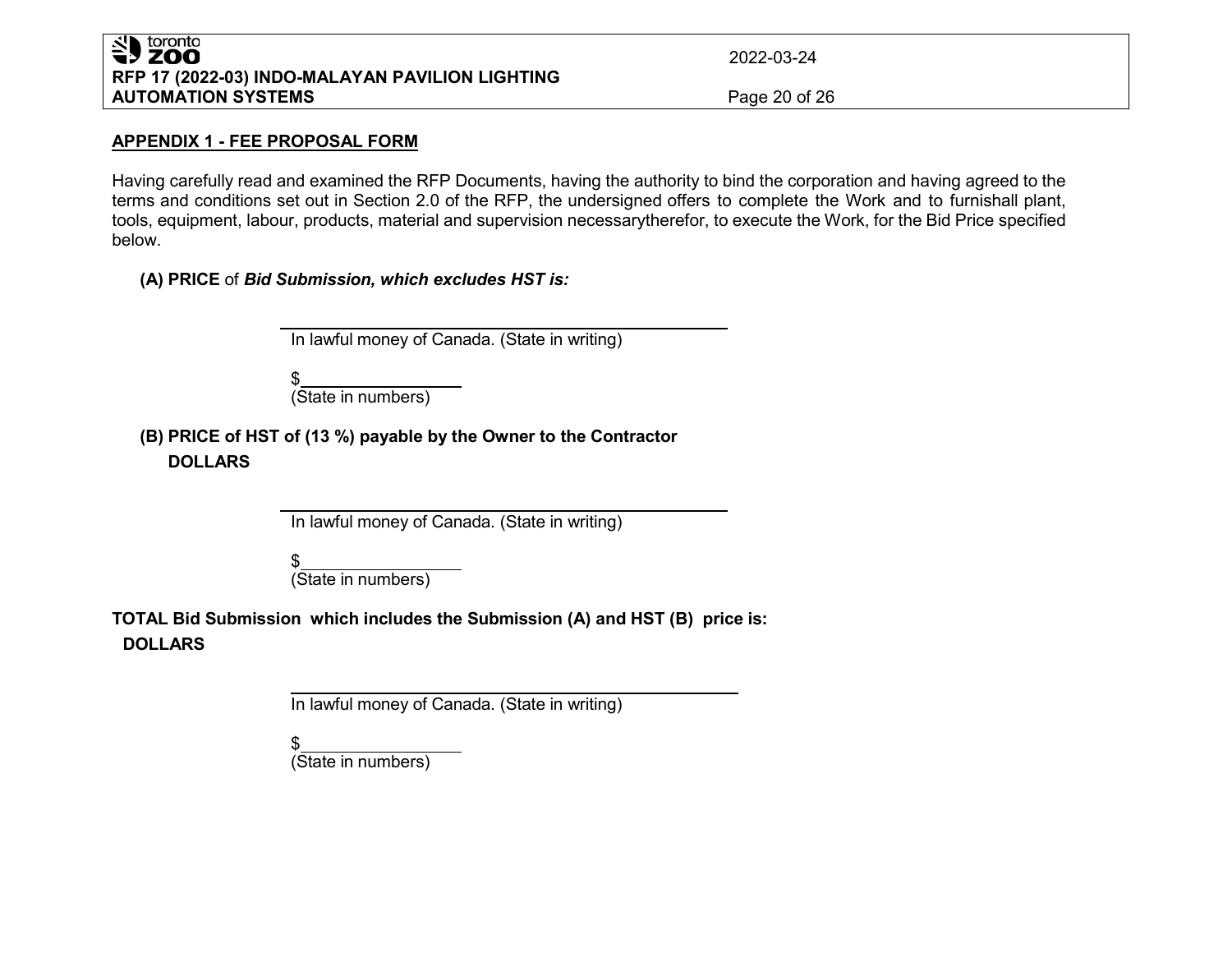## APPENDIX 1 - FEE PROPOSAL FORM

Having carefully read and examined the RFP Documents, having the authority to bind the corporation and having agreed to the terms and conditions set out in Section 2.0 of the RFP, the undersigned offers to complete the Work and to furnishall plant, tools, equipment, labour, products, material and supervision necessarytherefor, to execute the Work, for the Bid Price specified below.

**(A) PRICE** of ***Bid Submission, which excludes HST is:***

\_\_\_\_\_\_\_\_\_\_\_\_\_\_\_\_\_\_\_\_\_\_\_\_\_\_\_\_\_\_\_\_\_\_\_\_\_\_\_\_
In lawful money of Canada. (State in writing)

$\_\_\_\_\_\_\_\_\_\_\_\_\_\_\_\_\_\_
(State in numbers)

**(B) PRICE of HST of (13 %) payable by the Owner to the Contractor DOLLARS**

\_\_\_\_\_\_\_\_\_\_\_\_\_\_\_\_\_\_\_\_\_\_\_\_\_\_\_\_\_\_\_\_\_\_\_\_\_\_\_\_
In lawful money of Canada. (State in writing)

$\_\_\_\_\_\_\_\_\_\_\_\_\_\_\_\_\_\_
(State in numbers)

**TOTAL Bid Submission which includes the Submission (A) and HST (B) price is: DOLLARS**

\_\_\_\_\_\_\_\_\_\_\_\_\_\_\_\_\_\_\_\_\_\_\_\_\_\_\_\_\_\_\_\_\_\_\_\_\_\_\_\_
In lawful money of Canada. (State in writing)

$\_\_\_\_\_\_\_\_\_\_\_\_\_\_\_\_\_\_
(State in numbers)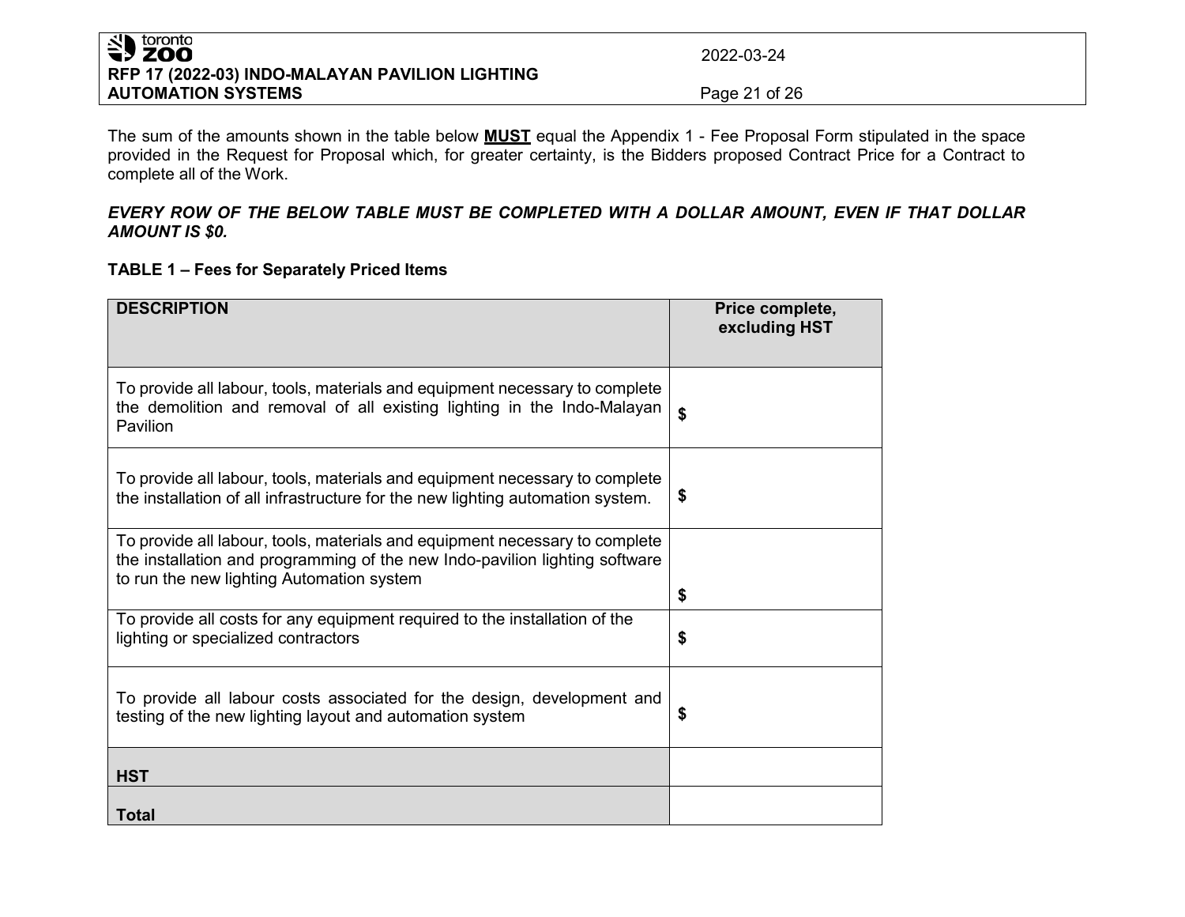The sum of the amounts shown in the table below **<u>MUST</u>** equal the Appendix 1 - Fee Proposal Form stipulated in the space provided in the Request for Proposal which, for greater certainty, is the Bidders proposed Contract Price for a Contract to complete all of the Work.

***EVERY ROW OF THE BELOW TABLE MUST BE COMPLETED WITH A DOLLAR AMOUNT, EVEN IF THAT DOLLAR AMOUNT IS $0.***

**TABLE 1 – Fees for Separately Priced Items**

| **DESCRIPTION** | **Price complete, excluding HST** |
|---|---|
| To provide all labour, tools, materials and equipment necessary to complete the demolition and removal of all existing lighting in the Indo-Malayan Pavilion | **$** |
| To provide all labour, tools, materials and equipment necessary to complete the installation of all infrastructure for the new lighting automation system. | **$** |
| To provide all labour, tools, materials and equipment necessary to complete the installation and programming of the new Indo-pavilion lighting software to run the new lighting Automation system | **$** |
| To provide all costs for any equipment required to the installation of the lighting or specialized contractors | **$** |
| To provide all labour costs associated for the design, development and testing of the new lighting layout and automation system | **$** |
| **HST** | |
| **Total** | |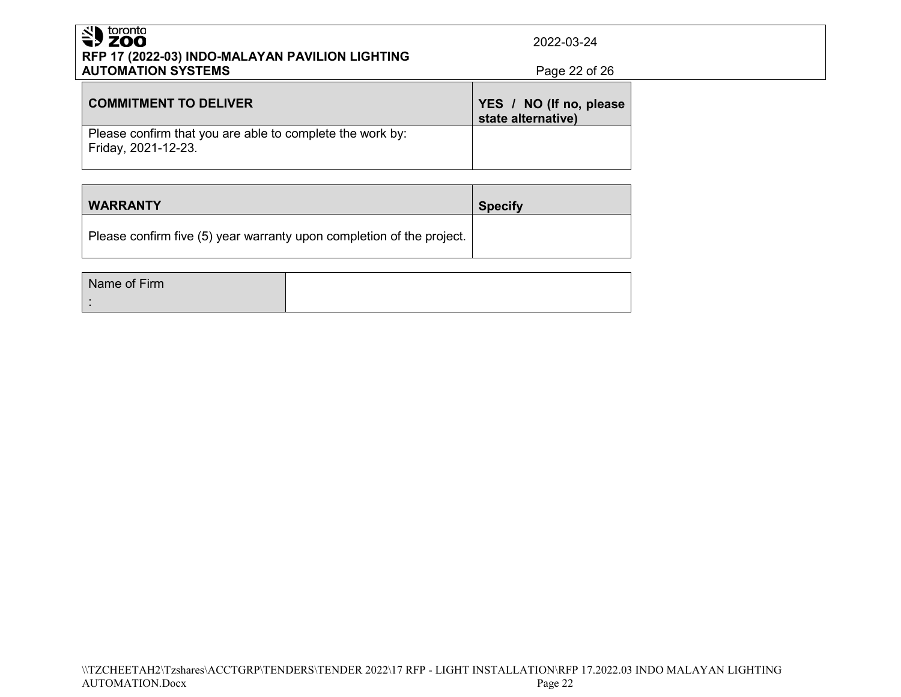| COMMITMENT TO DELIVER | YES / NO (If no, please state alternative) |
|---|---|
| Please confirm that you are able to complete the work by: Friday, 2021-12-23. | |

| WARRANTY | Specify |
|---|---|
| Please confirm five (5) year warranty upon completion of the project. | |

| Name of Firm : | |
|---|---|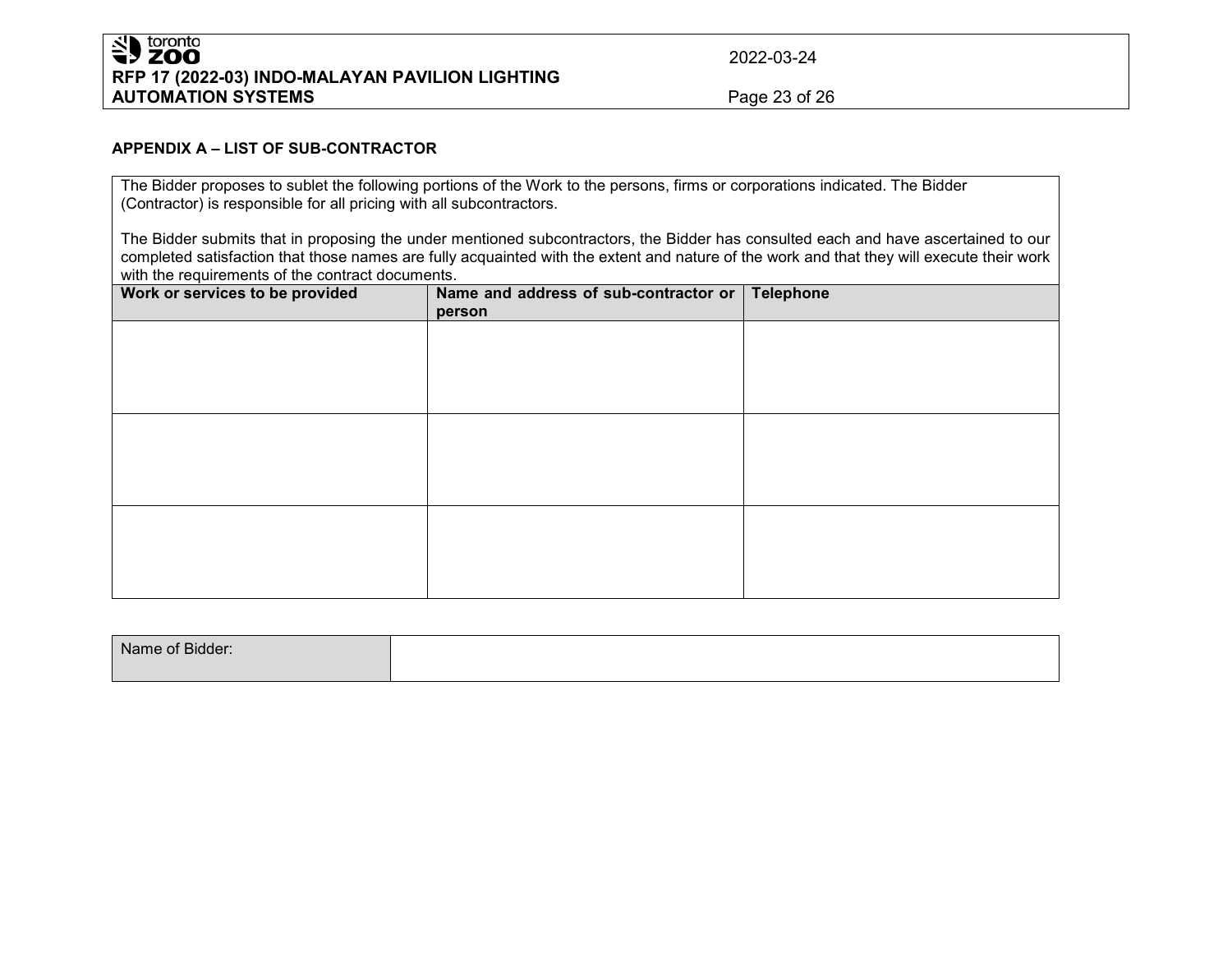### APPENDIX A – LIST OF SUB-CONTRACTOR

The Bidder proposes to sublet the following portions of the Work to the persons, firms or corporations indicated. The Bidder (Contractor) is responsible for all pricing with all subcontractors.

The Bidder submits that in proposing the under mentioned subcontractors, the Bidder has consulted each and have ascertained to our completed satisfaction that those names are fully acquainted with the extent and nature of the work and that they will execute their work with the requirements of the contract documents.

| Work or services to be provided | Name and address of sub-contractor or person | Telephone |
|---|---|---|
| | | |
| | | |
| | | |

| Name of Bidder: | |
|---|---|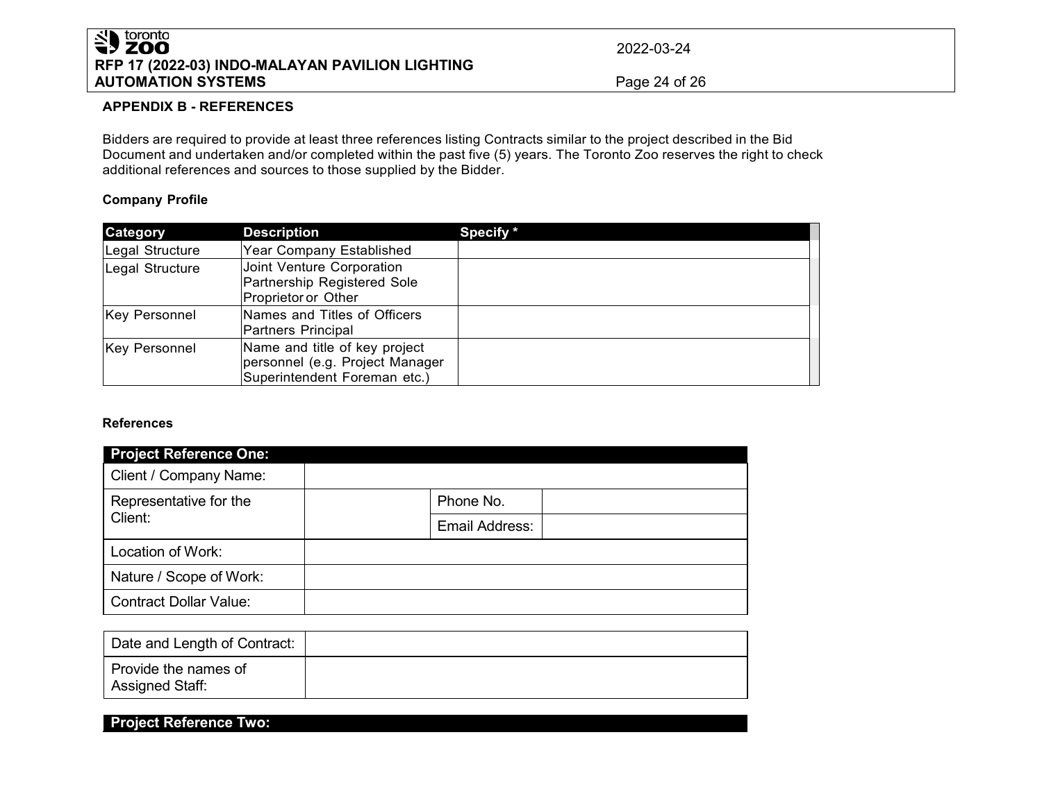## APPENDIX B - REFERENCES

Bidders are required to provide at least three references listing Contracts similar to the project described in the Bid Document and undertaken and/or completed within the past five (5) years. The Toronto Zoo reserves the right to check additional references and sources to those supplied by the Bidder.

### Company Profile

| Category | Description | Specify * |
|---|---|---|
| Legal Structure | Year Company Established | |
| Legal Structure | Joint Venture Corporation Partnership Registered Sole Proprietor or Other | |
| Key Personnel | Names and Titles of Officers Partners Principal | |
| Key Personnel | Name and title of key project personnel (e.g. Project Manager Superintendent Foreman etc.) | |

### References

| Project Reference One: | | | |
|---|---|---|---|
| Client / Company Name: | | | |
| Representative for the Client: | | Phone No. | |
| | | Email Address: | |
| Location of Work: | | | |
| Nature / Scope of Work: | | | |
| Contract Dollar Value: | | | |
| Date and Length of Contract: | | | |
| Provide the names of Assigned Staff: | | | |

| Project Reference Two: |
|---|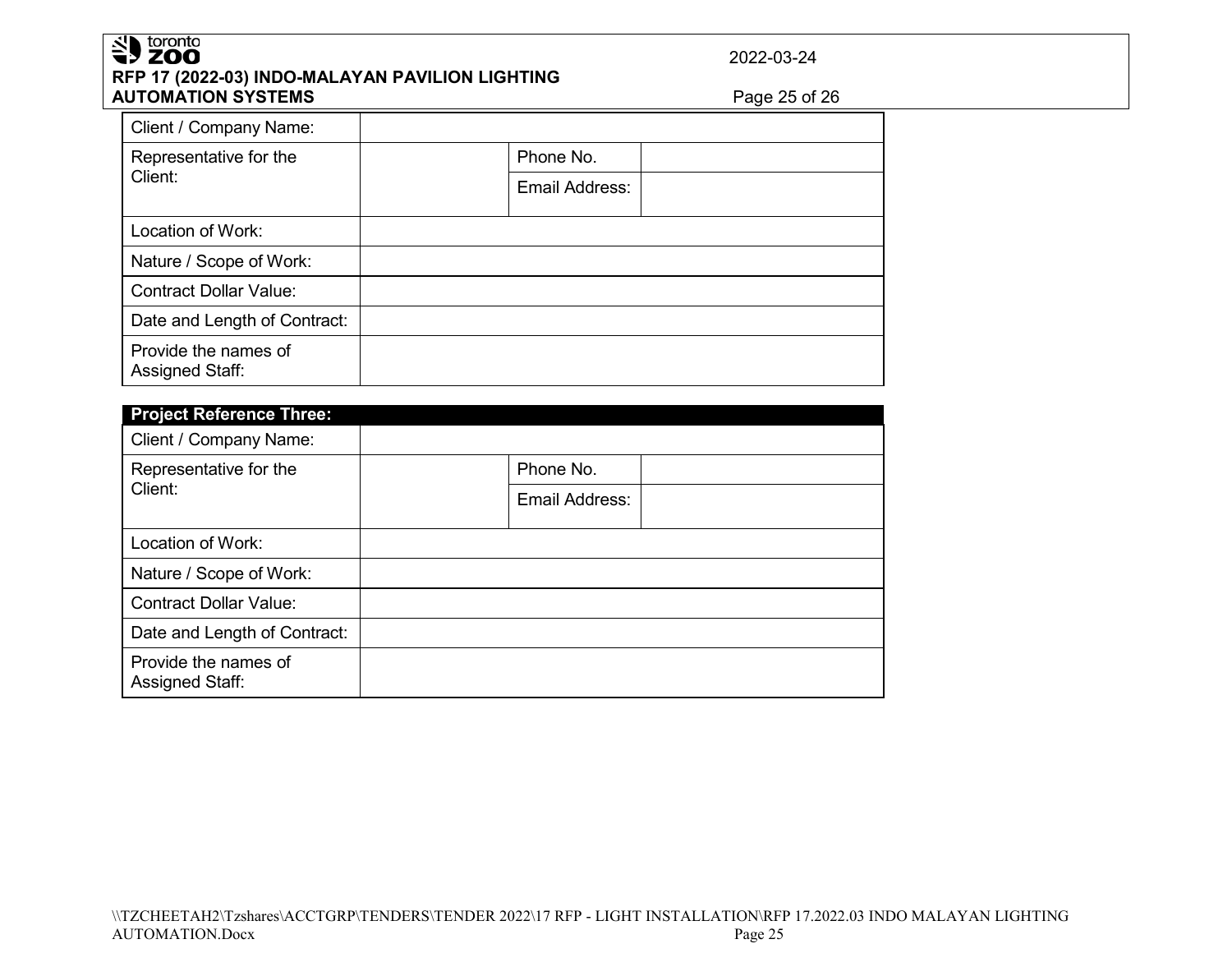| Client / Company Name: | | | |
|---|---|---|---|
| Representative for the Client: | | Phone No. | |
| | | Email Address: | |
| Location of Work: | | | |
| Nature / Scope of Work: | | | |
| Contract Dollar Value: | | | |
| Date and Length of Contract: | | | |
| Provide the names of Assigned Staff: | | | |

| **Project Reference Three:** | | | |
|---|---|---|---|
| Client / Company Name: | | | |
| Representative for the Client: | | Phone No. | |
| | | Email Address: | |
| Location of Work: | | | |
| Nature / Scope of Work: | | | |
| Contract Dollar Value: | | | |
| Date and Length of Contract: | | | |
| Provide the names of Assigned Staff: | | | |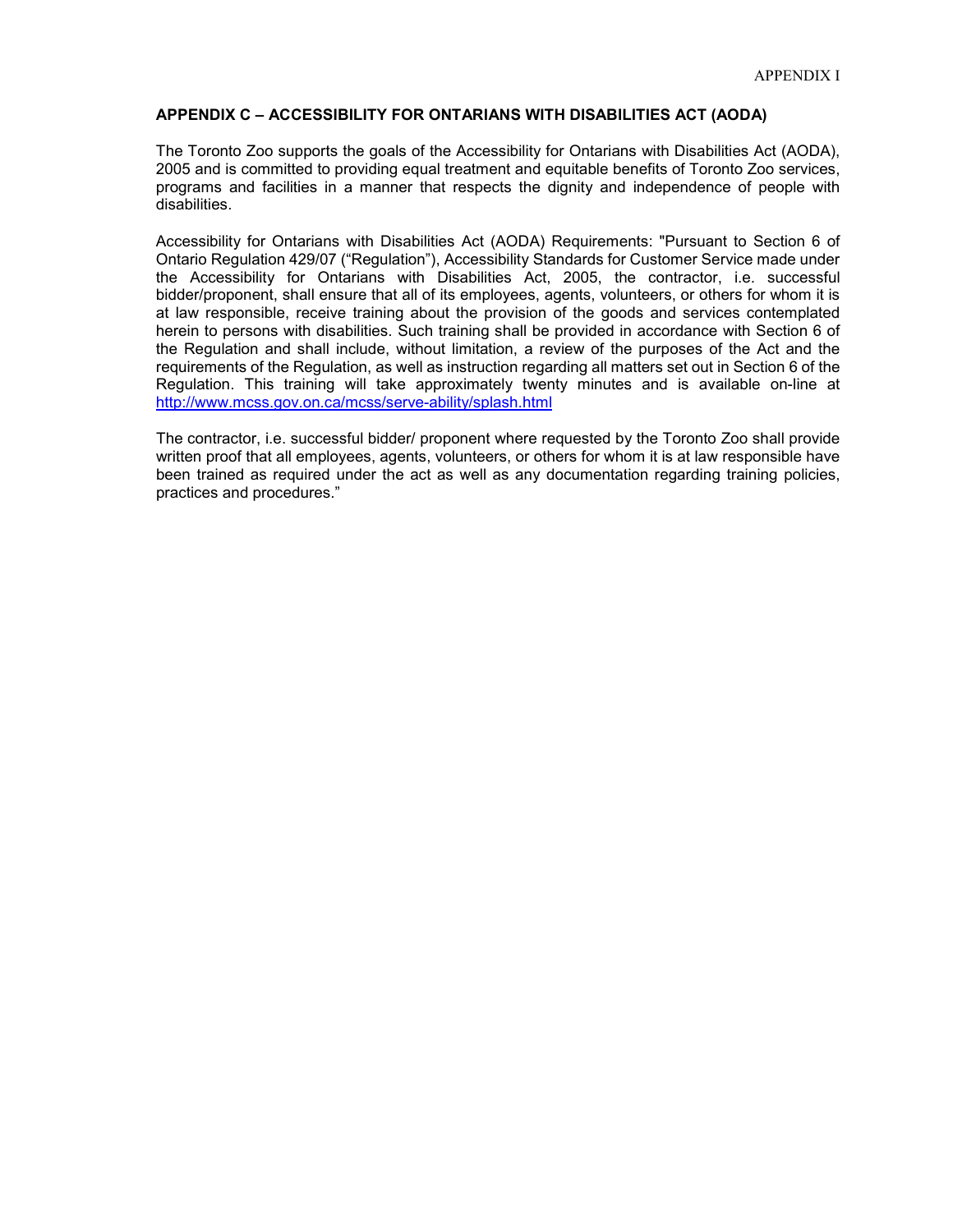## APPENDIX C – ACCESSIBILITY FOR ONTARIANS WITH DISABILITIES ACT (AODA)

The Toronto Zoo supports the goals of the Accessibility for Ontarians with Disabilities Act (AODA), 2005 and is committed to providing equal treatment and equitable benefits of Toronto Zoo services, programs and facilities in a manner that respects the dignity and independence of people with disabilities.

Accessibility for Ontarians with Disabilities Act (AODA) Requirements: "Pursuant to Section 6 of Ontario Regulation 429/07 ("Regulation"), Accessibility Standards for Customer Service made under the Accessibility for Ontarians with Disabilities Act, 2005, the contractor, i.e. successful bidder/proponent, shall ensure that all of its employees, agents, volunteers, or others for whom it is at law responsible, receive training about the provision of the goods and services contemplated herein to persons with disabilities. Such training shall be provided in accordance with Section 6 of the Regulation and shall include, without limitation, a review of the purposes of the Act and the requirements of the Regulation, as well as instruction regarding all matters set out in Section 6 of the Regulation. This training will take approximately twenty minutes and is available on-line at http://www.mcss.gov.on.ca/mcss/serve-ability/splash.html

The contractor, i.e. successful bidder/ proponent where requested by the Toronto Zoo shall provide written proof that all employees, agents, volunteers, or others for whom it is at law responsible have been trained as required under the act as well as any documentation regarding training policies, practices and procedures."